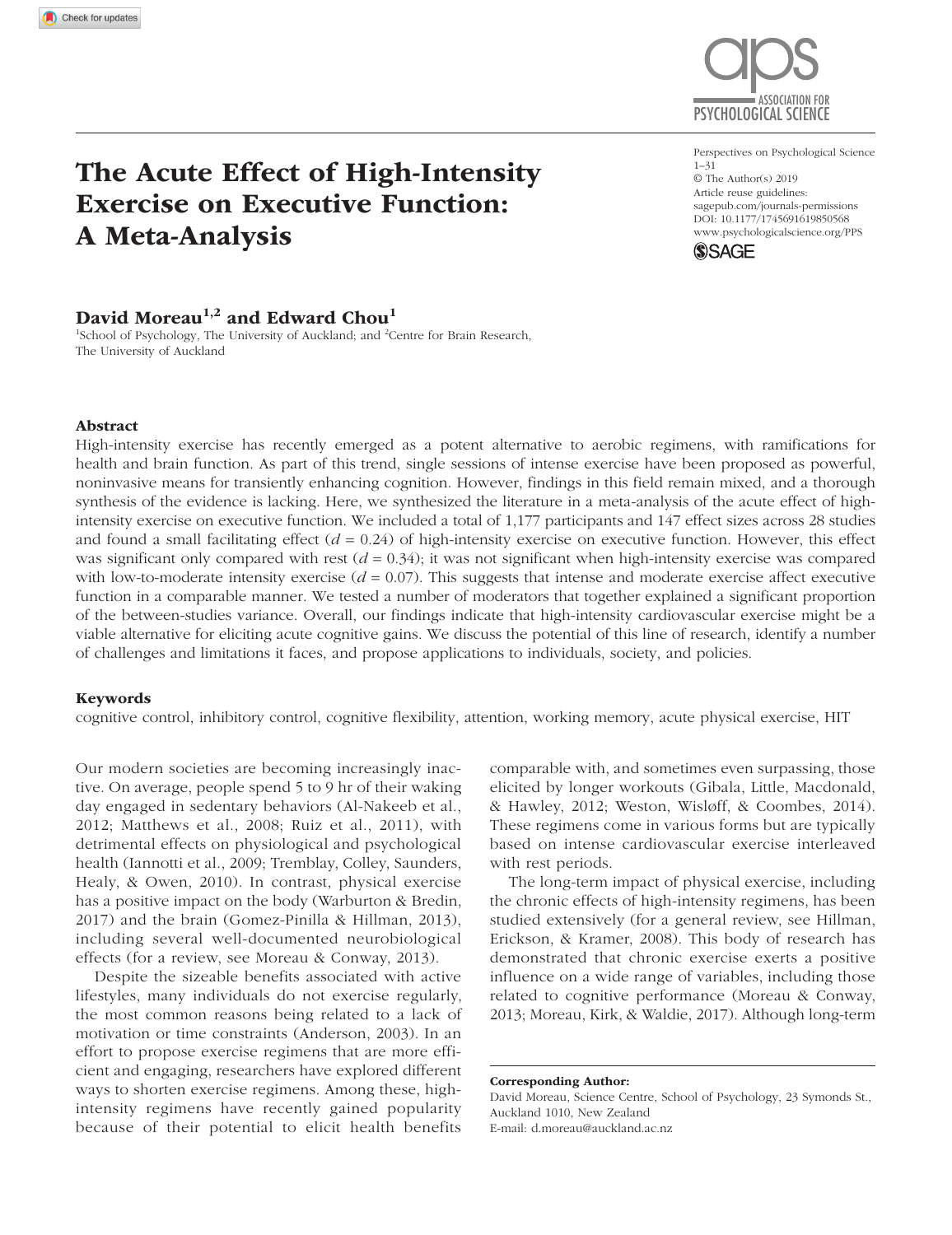# The Acute Effect of High-Intensity Exercise on Executive Function: A Meta-Analysis

Perspectives on Psychological Science
1–31
© The Author(s) 2019
Article reuse guidelines:
sagepub.com/journals-permissions
DOI: 10.1177/1745691619850568
www.psychologicalscience.org/PPS

**David Moreau[1,2] and Edward Chou[1]**

[1]School of Psychology, The University of Auckland; and [2]Centre for Brain Research, The University of Auckland

### Abstract

High-intensity exercise has recently emerged as a potent alternative to aerobic regimens, with ramifications for health and brain function. As part of this trend, single sessions of intense exercise have been proposed as powerful, noninvasive means for transiently enhancing cognition. However, findings in this field remain mixed, and a thorough synthesis of the evidence is lacking. Here, we synthesized the literature in a meta-analysis of the acute effect of high-intensity exercise on executive function. We included a total of 1,177 participants and 147 effect sizes across 28 studies and found a small facilitating effect ($d = 0.24$) of high-intensity exercise on executive function. However, this effect was significant only compared with rest ($d = 0.34$); it was not significant when high-intensity exercise was compared with low-to-moderate intensity exercise ($d = 0.07$). This suggests that intense and moderate exercise affect executive function in a comparable manner. We tested a number of moderators that together explained a significant proportion of the between-studies variance. Overall, our findings indicate that high-intensity cardiovascular exercise might be a viable alternative for eliciting acute cognitive gains. We discuss the potential of this line of research, identify a number of challenges and limitations it faces, and propose applications to individuals, society, and policies.

### Keywords

cognitive control, inhibitory control, cognitive flexibility, attention, working memory, acute physical exercise, HIT

Our modern societies are becoming increasingly inactive. On average, people spend 5 to 9 hr of their waking day engaged in sedentary behaviors (Al-Nakeeb et al., 2012; Matthews et al., 2008; Ruiz et al., 2011), with detrimental effects on physiological and psychological health (Iannotti et al., 2009; Tremblay, Colley, Saunders, Healy, & Owen, 2010). In contrast, physical exercise has a positive impact on the body (Warburton & Bredin, 2017) and the brain (Gomez-Pinilla & Hillman, 2013), including several well-documented neurobiological effects (for a review, see Moreau & Conway, 2013).

Despite the sizeable benefits associated with active lifestyles, many individuals do not exercise regularly, the most common reasons being related to a lack of motivation or time constraints (Anderson, 2003). In an effort to propose exercise regimens that are more efficient and engaging, researchers have explored different ways to shorten exercise regimens. Among these, high-intensity regimens have recently gained popularity because of their potential to elicit health benefits comparable with, and sometimes even surpassing, those elicited by longer workouts (Gibala, Little, Macdonald, & Hawley, 2012; Weston, Wisløff, & Coombes, 2014). These regimens come in various forms but are typically based on intense cardiovascular exercise interleaved with rest periods.

The long-term impact of physical exercise, including the chronic effects of high-intensity regimens, has been studied extensively (for a general review, see Hillman, Erickson, & Kramer, 2008). This body of research has demonstrated that chronic exercise exerts a positive influence on a wide range of variables, including those related to cognitive performance (Moreau & Conway, 2013; Moreau, Kirk, & Waldie, 2017). Although long-term

**Corresponding Author:**
David Moreau, Science Centre, School of Psychology, 23 Symonds St., Auckland 1010, New Zealand
E-mail: d.moreau@auckland.ac.nz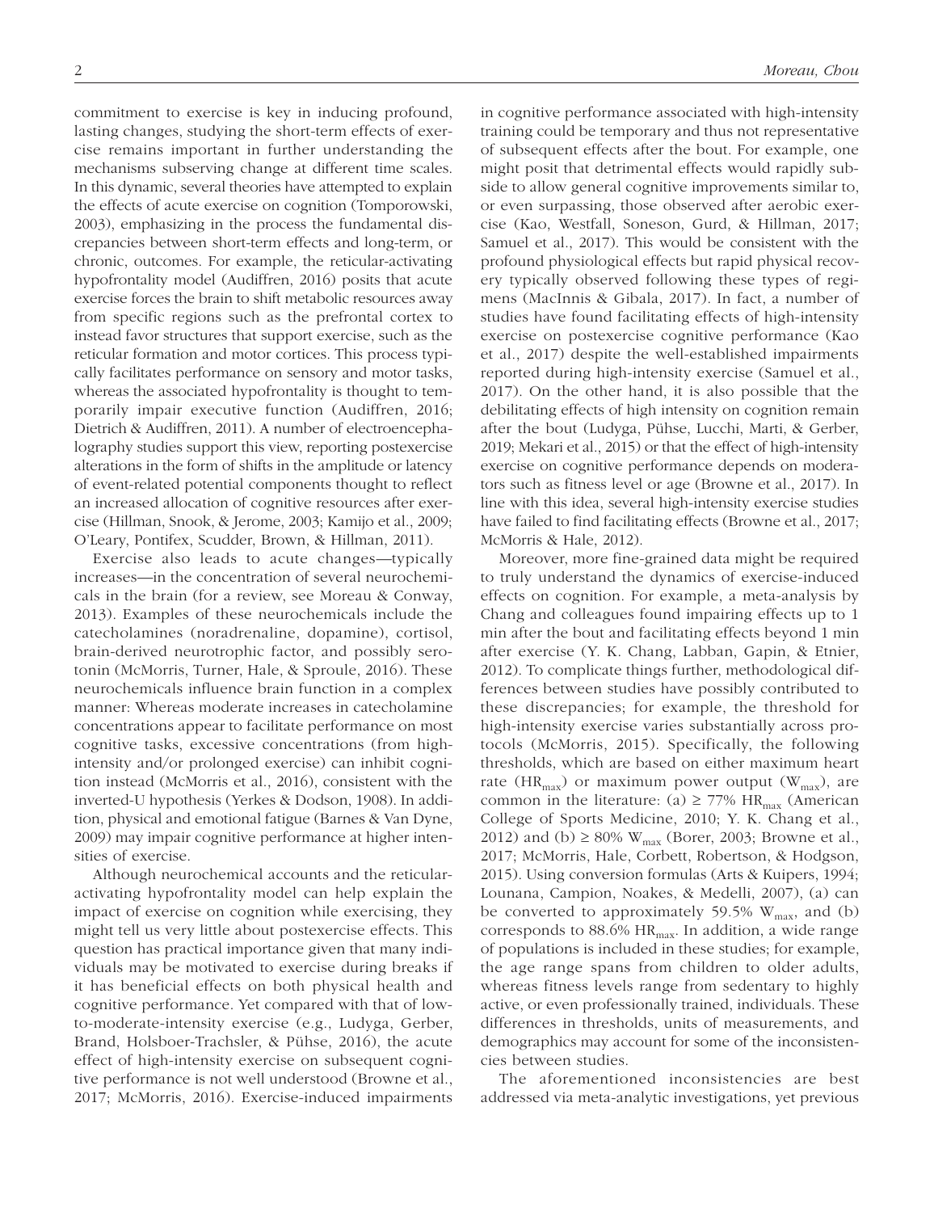commitment to exercise is key in inducing profound, lasting changes, studying the short-term effects of exercise remains important in further understanding the mechanisms subserving change at different time scales. In this dynamic, several theories have attempted to explain the effects of acute exercise on cognition (Tomporowski, 2003), emphasizing in the process the fundamental discrepancies between short-term effects and long-term, or chronic, outcomes. For example, the reticular-activating hypofrontality model (Audiffren, 2016) posits that acute exercise forces the brain to shift metabolic resources away from specific regions such as the prefrontal cortex to instead favor structures that support exercise, such as the reticular formation and motor cortices. This process typically facilitates performance on sensory and motor tasks, whereas the associated hypofrontality is thought to temporarily impair executive function (Audiffren, 2016; Dietrich & Audiffren, 2011). A number of electroencephalography studies support this view, reporting postexercise alterations in the form of shifts in the amplitude or latency of event-related potential components thought to reflect an increased allocation of cognitive resources after exercise (Hillman, Snook, & Jerome, 2003; Kamijo et al., 2009; O'Leary, Pontifex, Scudder, Brown, & Hillman, 2011).

Exercise also leads to acute changes—typically increases—in the concentration of several neurochemicals in the brain (for a review, see Moreau & Conway, 2013). Examples of these neurochemicals include the catecholamines (noradrenaline, dopamine), cortisol, brain-derived neurotrophic factor, and possibly serotonin (McMorris, Turner, Hale, & Sproule, 2016). These neurochemicals influence brain function in a complex manner: Whereas moderate increases in catecholamine concentrations appear to facilitate performance on most cognitive tasks, excessive concentrations (from high-intensity and/or prolonged exercise) can inhibit cognition instead (McMorris et al., 2016), consistent with the inverted-U hypothesis (Yerkes & Dodson, 1908). In addition, physical and emotional fatigue (Barnes & Van Dyne, 2009) may impair cognitive performance at higher intensities of exercise.

Although neurochemical accounts and the reticular-activating hypofrontality model can help explain the impact of exercise on cognition while exercising, they might tell us very little about postexercise effects. This question has practical importance given that many individuals may be motivated to exercise during breaks if it has beneficial effects on both physical health and cognitive performance. Yet compared with that of low-to-moderate-intensity exercise (e.g., Ludyga, Gerber, Brand, Holsboer-Trachsler, & Pühse, 2016), the acute effect of high-intensity exercise on subsequent cognitive performance is not well understood (Browne et al., 2017; McMorris, 2016). Exercise-induced impairments in cognitive performance associated with high-intensity training could be temporary and thus not representative of subsequent effects after the bout. For example, one might posit that detrimental effects would rapidly subside to allow general cognitive improvements similar to, or even surpassing, those observed after aerobic exercise (Kao, Westfall, Soneson, Gurd, & Hillman, 2017; Samuel et al., 2017). This would be consistent with the profound physiological effects but rapid physical recovery typically observed following these types of regimens (MacInnis & Gibala, 2017). In fact, a number of studies have found facilitating effects of high-intensity exercise on postexercise cognitive performance (Kao et al., 2017) despite the well-established impairments reported during high-intensity exercise (Samuel et al., 2017). On the other hand, it is also possible that the debilitating effects of high intensity on cognition remain after the bout (Ludyga, Pühse, Lucchi, Marti, & Gerber, 2019; Mekari et al., 2015) or that the effect of high-intensity exercise on cognitive performance depends on moderators such as fitness level or age (Browne et al., 2017). In line with this idea, several high-intensity exercise studies have failed to find facilitating effects (Browne et al., 2017; McMorris & Hale, 2012).

Moreover, more fine-grained data might be required to truly understand the dynamics of exercise-induced effects on cognition. For example, a meta-analysis by Chang and colleagues found impairing effects up to 1 min after the bout and facilitating effects beyond 1 min after exercise (Y. K. Chang, Labban, Gapin, & Etnier, 2012). To complicate things further, methodological differences between studies have possibly contributed to these discrepancies; for example, the threshold for high-intensity exercise varies substantially across protocols (McMorris, 2015). Specifically, the following thresholds, which are based on either maximum heart rate ($HR_{max}$) or maximum power output ($W_{max}$), are common in the literature: (a) $\geq$ 77% $HR_{max}$ (American College of Sports Medicine, 2010; Y. K. Chang et al., 2012) and (b) $\geq$ 80% $W_{max}$ (Borer, 2003; Browne et al., 2017; McMorris, Hale, Corbett, Robertson, & Hodgson, 2015). Using conversion formulas (Arts & Kuipers, 1994; Lounana, Campion, Noakes, & Medelli, 2007), (a) can be converted to approximately 59.5% $W_{max}$, and (b) corresponds to 88.6% $HR_{max}$. In addition, a wide range of populations is included in these studies; for example, the age range spans from children to older adults, whereas fitness levels range from sedentary to highly active, or even professionally trained, individuals. These differences in thresholds, units of measurements, and demographics may account for some of the inconsistencies between studies.

The aforementioned inconsistencies are best addressed via meta-analytic investigations, yet previous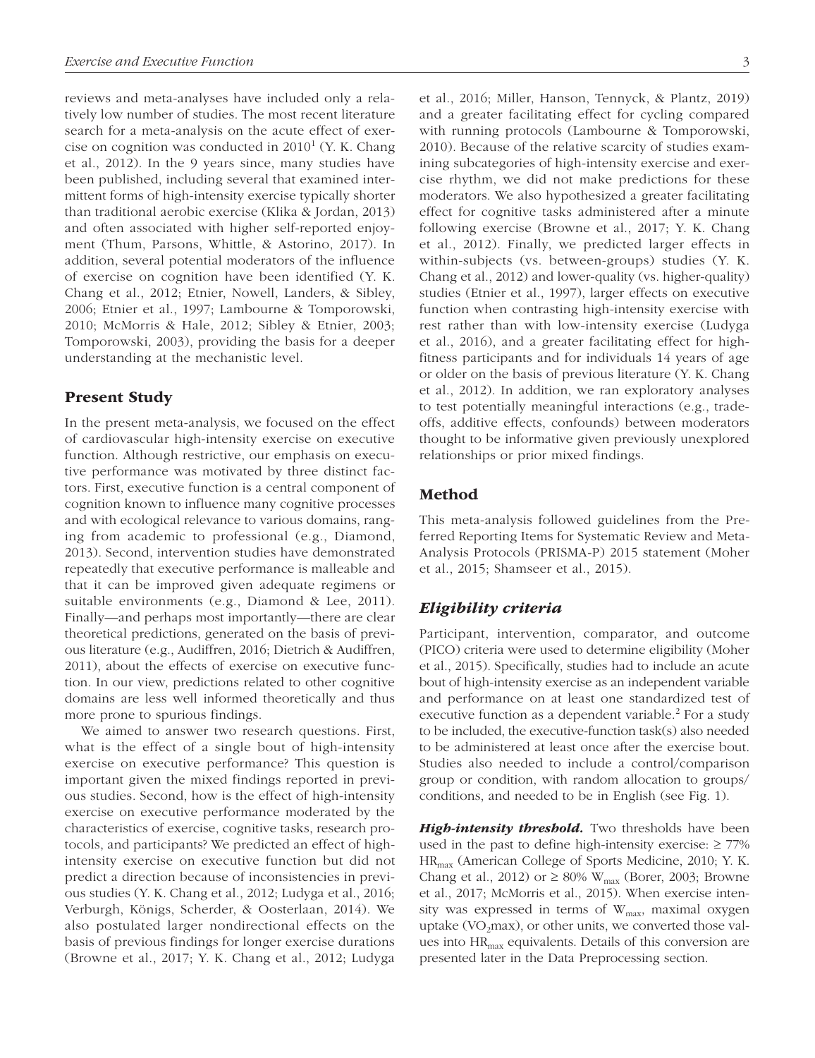reviews and meta-analyses have included only a relatively low number of studies. The most recent literature search for a meta-analysis on the acute effect of exercise on cognition was conducted in 2010[1] (Y. K. Chang et al., 2012). In the 9 years since, many studies have been published, including several that examined intermittent forms of high-intensity exercise typically shorter than traditional aerobic exercise (Klika & Jordan, 2013) and often associated with higher self-reported enjoyment (Thum, Parsons, Whittle, & Astorino, 2017). In addition, several potential moderators of the influence of exercise on cognition have been identified (Y. K. Chang et al., 2012; Etnier, Nowell, Landers, & Sibley, 2006; Etnier et al., 1997; Lambourne & Tomporowski, 2010; McMorris & Hale, 2012; Sibley & Etnier, 2003; Tomporowski, 2003), providing the basis for a deeper understanding at the mechanistic level.

## Present Study

In the present meta-analysis, we focused on the effect of cardiovascular high-intensity exercise on executive function. Although restrictive, our emphasis on executive performance was motivated by three distinct factors. First, executive function is a central component of cognition known to influence many cognitive processes and with ecological relevance to various domains, ranging from academic to professional (e.g., Diamond, 2013). Second, intervention studies have demonstrated repeatedly that executive performance is malleable and that it can be improved given adequate regimens or suitable environments (e.g., Diamond & Lee, 2011). Finally—and perhaps most importantly—there are clear theoretical predictions, generated on the basis of previous literature (e.g., Audiffren, 2016; Dietrich & Audiffren, 2011), about the effects of exercise on executive function. In our view, predictions related to other cognitive domains are less well informed theoretically and thus more prone to spurious findings.

We aimed to answer two research questions. First, what is the effect of a single bout of high-intensity exercise on executive performance? This question is important given the mixed findings reported in previous studies. Second, how is the effect of high-intensity exercise on executive performance moderated by the characteristics of exercise, cognitive tasks, research protocols, and participants? We predicted an effect of high-intensity exercise on executive function but did not predict a direction because of inconsistencies in previous studies (Y. K. Chang et al., 2012; Ludyga et al., 2016; Verburgh, Königs, Scherder, & Oosterlaan, 2014). We also postulated larger nondirectional effects on the basis of previous findings for longer exercise durations (Browne et al., 2017; Y. K. Chang et al., 2012; Ludyga et al., 2016; Miller, Hanson, Tennyck, & Plantz, 2019) and a greater facilitating effect for cycling compared with running protocols (Lambourne & Tomporowski, 2010). Because of the relative scarcity of studies examining subcategories of high-intensity exercise and exercise rhythm, we did not make predictions for these moderators. We also hypothesized a greater facilitating effect for cognitive tasks administered after a minute following exercise (Browne et al., 2017; Y. K. Chang et al., 2012). Finally, we predicted larger effects in within-subjects (vs. between-groups) studies (Y. K. Chang et al., 2012) and lower-quality (vs. higher-quality) studies (Etnier et al., 1997), larger effects on executive function when contrasting high-intensity exercise with rest rather than with low-intensity exercise (Ludyga et al., 2016), and a greater facilitating effect for high-fitness participants and for individuals 14 years of age or older on the basis of previous literature (Y. K. Chang et al., 2012). In addition, we ran exploratory analyses to test potentially meaningful interactions (e.g., trade-offs, additive effects, confounds) between moderators thought to be informative given previously unexplored relationships or prior mixed findings.

## Method

This meta-analysis followed guidelines from the Preferred Reporting Items for Systematic Review and Meta-Analysis Protocols (PRISMA-P) 2015 statement (Moher et al., 2015; Shamseer et al., 2015).

### *Eligibility criteria*

Participant, intervention, comparator, and outcome (PICO) criteria were used to determine eligibility (Moher et al., 2015). Specifically, studies had to include an acute bout of high-intensity exercise as an independent variable and performance on at least one standardized test of executive function as a dependent variable.[2] For a study to be included, the executive-function task(s) also needed to be administered at least once after the exercise bout. Studies also needed to include a control/comparison group or condition, with random allocation to groups/conditions, and needed to be in English (see Fig. 1).

***High-intensity threshold.*** Two thresholds have been used in the past to define high-intensity exercise: $\geq 77\%$ $HR_{max}$ (American College of Sports Medicine, 2010; Y. K. Chang et al., 2012) or $\geq 80\%$ $W_{max}$ (Borer, 2003; Browne et al., 2017; McMorris et al., 2015). When exercise intensity was expressed in terms of $W_{max}$, maximal oxygen uptake ($VO_2max$), or other units, we converted those values into $HR_{max}$ equivalents. Details of this conversion are presented later in the Data Preprocessing section.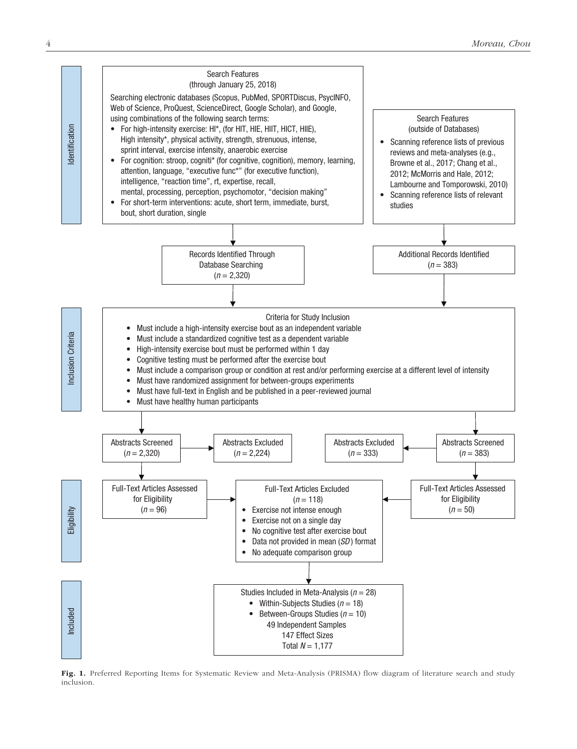**Identification**

**Search Features**
(through January 25, 2018)

Searching electronic databases (Scopus, PubMed, SPORTDiscus, PsycINFO, Web of Science, ProQuest, ScienceDirect, Google Scholar), and Google, using combinations of the following search terms:

- For high-intensity exercise: HI*, (for HIT, HIE, HIIT, HICT, HIIE), High intensity*, physical activity, strength, strenuous, intense, sprint interval, exercise intensity, anaerobic exercise
- For cognition: stroop, cogniti* (for cognitive, cognition), memory, learning, attention, language, "executive func*" (for executive function), intelligence, "reaction time", rt, expertise, recall, mental, processing, perception, psychomotor, "decision making"
- For short-term interventions: acute, short term, immediate, burst, bout, short duration, single

**Search Features**
(outside of Databases)

- Scanning reference lists of previous reviews and meta-analyses (e.g., Browne et al., 2017; Chang et al., 2012; McMorris and Hale, 2012; Lambourne and Tomporowski, 2010)
- Scanning reference lists of relevant studies

Records Identified Through Database Searching ($n$ = 2,320)

Additional Records Identified ($n$ = 383)

**Inclusion Criteria**

**Criteria for Study Inclusion**

- Must include a high-intensity exercise bout as an independent variable
- Must include a standardized cognitive test as a dependent variable
- High-intensity exercise bout must be performed within 1 day
- Cognitive testing must be performed after the exercise bout
- Must include a comparison group or condition at rest and/or performing exercise at a different level of intensity
- Must have randomized assignment for between-groups experiments
- Must have full-text in English and be published in a peer-reviewed journal
- Must have healthy human participants

Abstracts Screened ($n$ = 2,320) → Abstracts Excluded ($n$ = 2,224)

Abstracts Screened ($n$ = 383) → Abstracts Excluded ($n$ = 333)

**Eligibility**

Full-Text Articles Assessed for Eligibility ($n$ = 96)

Full-Text Articles Assessed for Eligibility ($n$ = 50)

Full-Text Articles Excluded ($n$ = 118)

- Exercise not intense enough
- Exercise not on a single day
- No cognitive test after exercise bout
- Data not provided in mean (*SD*) format
- No adequate comparison group

**Included**

Studies Included in Meta-Analysis ($n$ = 28)

- Within-Subjects Studies ($n$ = 18)
- Between-Groups Studies ($n$ = 10)

49 Independent Samples
147 Effect Sizes
Total $N$ = 1,177

**Fig. 1.** Preferred Reporting Items for Systematic Review and Meta-Analysis (PRISMA) flow diagram of literature search and study inclusion.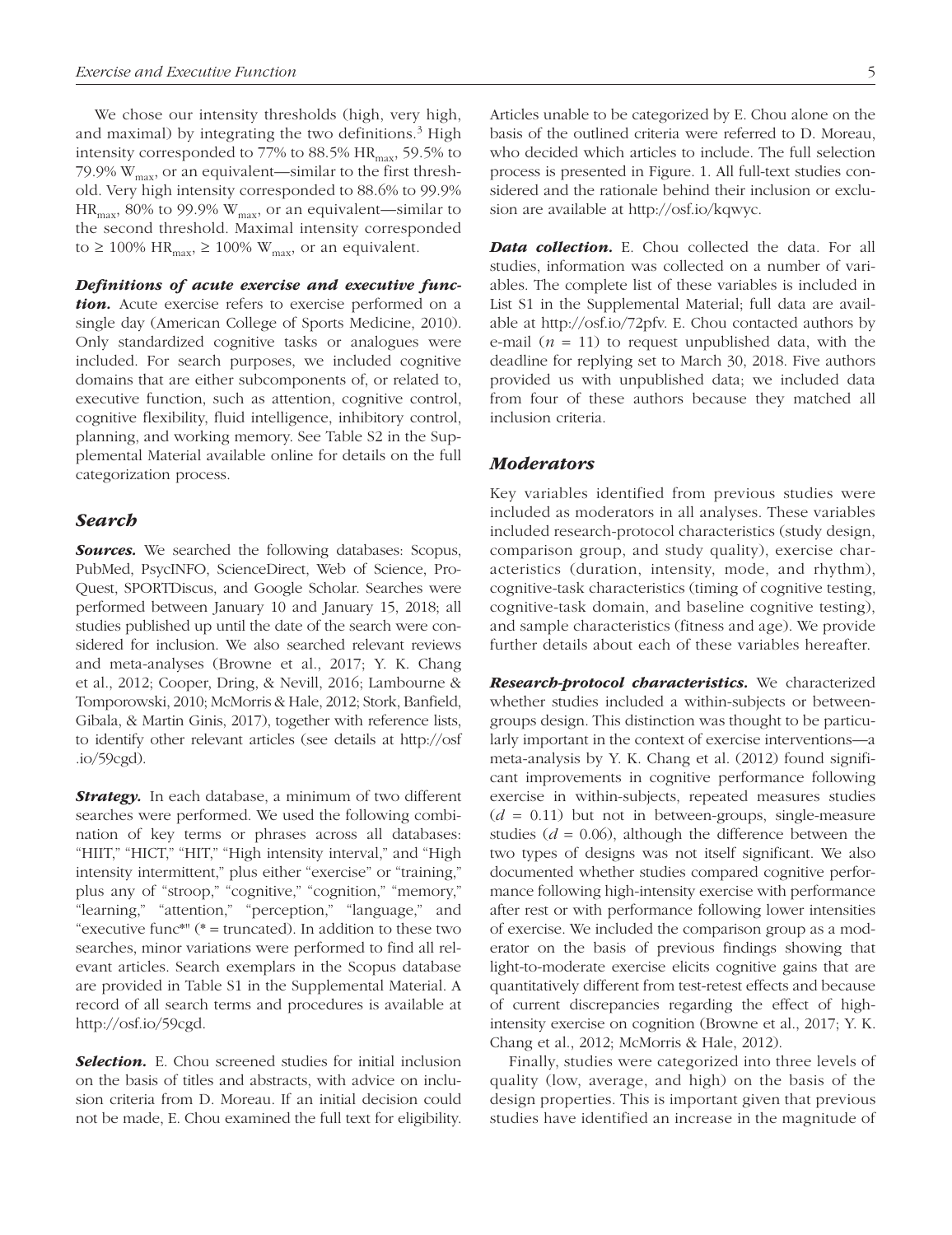We chose our intensity thresholds (high, very high, and maximal) by integrating the two definitions.[3] High intensity corresponded to 77% to 88.5% $HR_{max}$, 59.5% to 79.9% $W_{max}$, or an equivalent—similar to the first threshold. Very high intensity corresponded to 88.6% to 99.9% $HR_{max}$, 80% to 99.9% $W_{max}$, or an equivalent—similar to the second threshold. Maximal intensity corresponded to ≥ 100% $HR_{max}$, ≥ 100% $W_{max}$, or an equivalent.

***Definitions of acute exercise and executive function.*** Acute exercise refers to exercise performed on a single day (American College of Sports Medicine, 2010). Only standardized cognitive tasks or analogues were included. For search purposes, we included cognitive domains that are either subcomponents of, or related to, executive function, such as attention, cognitive control, cognitive flexibility, fluid intelligence, inhibitory control, planning, and working memory. See Table S2 in the Supplemental Material available online for details on the full categorization process.

## *Search*

***Sources.*** We searched the following databases: Scopus, PubMed, PsycINFO, ScienceDirect, Web of Science, ProQuest, SPORTDiscus, and Google Scholar. Searches were performed between January 10 and January 15, 2018; all studies published up until the date of the search were considered for inclusion. We also searched relevant reviews and meta-analyses (Browne et al., 2017; Y. K. Chang et al., 2012; Cooper, Dring, & Nevill, 2016; Lambourne & Tomporowski, 2010; McMorris & Hale, 2012; Stork, Banfield, Gibala, & Martin Ginis, 2017), together with reference lists, to identify other relevant articles (see details at http://osf.io/59cgd).

***Strategy.*** In each database, a minimum of two different searches were performed. We used the following combination of key terms or phrases across all databases: "HIIT," "HICT," "HIT," "High intensity interval," and "High intensity intermittent," plus either "exercise" or "training," plus any of "stroop," "cognitive," "cognition," "memory," "learning," "attention," "perception," "language," and "executive func*" (* = truncated). In addition to these two searches, minor variations were performed to find all relevant articles. Search exemplars in the Scopus database are provided in Table S1 in the Supplemental Material. A record of all search terms and procedures is available at http://osf.io/59cgd.

***Selection.*** E. Chou screened studies for initial inclusion on the basis of titles and abstracts, with advice on inclusion criteria from D. Moreau. If an initial decision could not be made, E. Chou examined the full text for eligibility. Articles unable to be categorized by E. Chou alone on the basis of the outlined criteria were referred to D. Moreau, who decided which articles to include. The full selection process is presented in Figure. 1. All full-text studies considered and the rationale behind their inclusion or exclusion are available at http://osf.io/kqwyc.

***Data collection.*** E. Chou collected the data. For all studies, information was collected on a number of variables. The complete list of these variables is included in List S1 in the Supplemental Material; full data are available at http://osf.io/72pfv. E. Chou contacted authors by e-mail ($n$ = 11) to request unpublished data, with the deadline for replying set to March 30, 2018. Five authors provided us with unpublished data; we included data from four of these authors because they matched all inclusion criteria.

## *Moderators*

Key variables identified from previous studies were included as moderators in all analyses. These variables included research-protocol characteristics (study design, comparison group, and study quality), exercise characteristics (duration, intensity, mode, and rhythm), cognitive-task characteristics (timing of cognitive testing, cognitive-task domain, and baseline cognitive testing), and sample characteristics (fitness and age). We provide further details about each of these variables hereafter.

***Research-protocol characteristics.*** We characterized whether studies included a within-subjects or between-groups design. This distinction was thought to be particularly important in the context of exercise interventions—a meta-analysis by Y. K. Chang et al. (2012) found significant improvements in cognitive performance following exercise in within-subjects, repeated measures studies ($d$ = 0.11) but not in between-groups, single-measure studies ($d$ = 0.06), although the difference between the two types of designs was not itself significant. We also documented whether studies compared cognitive performance following high-intensity exercise with performance after rest or with performance following lower intensities of exercise. We included the comparison group as a moderator on the basis of previous findings showing that light-to-moderate exercise elicits cognitive gains that are quantitatively different from test-retest effects and because of current discrepancies regarding the effect of high-intensity exercise on cognition (Browne et al., 2017; Y. K. Chang et al., 2012; McMorris & Hale, 2012).

Finally, studies were categorized into three levels of quality (low, average, and high) on the basis of the design properties. This is important given that previous studies have identified an increase in the magnitude of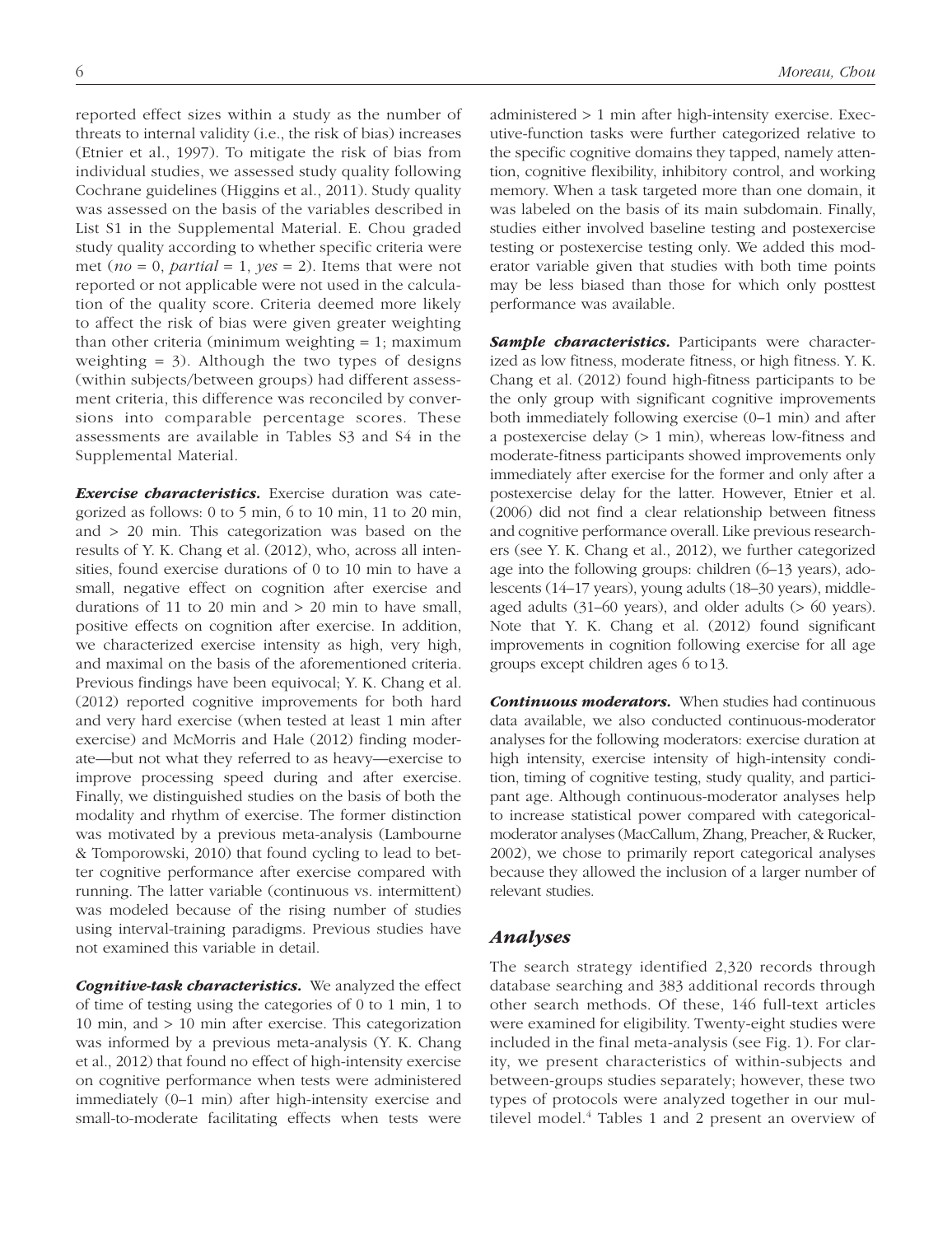reported effect sizes within a study as the number of threats to internal validity (i.e., the risk of bias) increases (Etnier et al., 1997). To mitigate the risk of bias from individual studies, we assessed study quality following Cochrane guidelines (Higgins et al., 2011). Study quality was assessed on the basis of the variables described in List S1 in the Supplemental Material. E. Chou graded study quality according to whether specific criteria were met (*no* = 0, *partial* = 1, *yes* = 2). Items that were not reported or not applicable were not used in the calculation of the quality score. Criteria deemed more likely to affect the risk of bias were given greater weighting than other criteria (minimum weighting = 1; maximum weighting = 3). Although the two types of designs (within subjects/between groups) had different assessment criteria, this difference was reconciled by conversions into comparable percentage scores. These assessments are available in Tables S3 and S4 in the Supplemental Material.

***Exercise characteristics.*** Exercise duration was categorized as follows: 0 to 5 min, 6 to 10 min, 11 to 20 min, and > 20 min. This categorization was based on the results of Y. K. Chang et al. (2012), who, across all intensities, found exercise durations of 0 to 10 min to have a small, negative effect on cognition after exercise and durations of 11 to 20 min and > 20 min to have small, positive effects on cognition after exercise. In addition, we characterized exercise intensity as high, very high, and maximal on the basis of the aforementioned criteria. Previous findings have been equivocal; Y. K. Chang et al. (2012) reported cognitive improvements for both hard and very hard exercise (when tested at least 1 min after exercise) and McMorris and Hale (2012) finding moderate—but not what they referred to as heavy—exercise to improve processing speed during and after exercise. Finally, we distinguished studies on the basis of both the modality and rhythm of exercise. The former distinction was motivated by a previous meta-analysis (Lambourne & Tomporowski, 2010) that found cycling to lead to better cognitive performance after exercise compared with running. The latter variable (continuous vs. intermittent) was modeled because of the rising number of studies using interval-training paradigms. Previous studies have not examined this variable in detail.

***Cognitive-task characteristics.*** We analyzed the effect of time of testing using the categories of 0 to 1 min, 1 to 10 min, and > 10 min after exercise. This categorization was informed by a previous meta-analysis (Y. K. Chang et al., 2012) that found no effect of high-intensity exercise on cognitive performance when tests were administered immediately (0–1 min) after high-intensity exercise and small-to-moderate facilitating effects when tests were administered > 1 min after high-intensity exercise. Executive-function tasks were further categorized relative to the specific cognitive domains they tapped, namely attention, cognitive flexibility, inhibitory control, and working memory. When a task targeted more than one domain, it was labeled on the basis of its main subdomain. Finally, studies either involved baseline testing and postexercise testing or postexercise testing only. We added this moderator variable given that studies with both time points may be less biased than those for which only posttest performance was available.

***Sample characteristics.*** Participants were characterized as low fitness, moderate fitness, or high fitness. Y. K. Chang et al. (2012) found high-fitness participants to be the only group with significant cognitive improvements both immediately following exercise (0–1 min) and after a postexercise delay (> 1 min), whereas low-fitness and moderate-fitness participants showed improvements only immediately after exercise for the former and only after a postexercise delay for the latter. However, Etnier et al. (2006) did not find a clear relationship between fitness and cognitive performance overall. Like previous researchers (see Y. K. Chang et al., 2012), we further categorized age into the following groups: children (6–13 years), adolescents (14–17 years), young adults (18–30 years), middle-aged adults (31–60 years), and older adults (> 60 years). Note that Y. K. Chang et al. (2012) found significant improvements in cognition following exercise for all age groups except children ages 6 to 13.

***Continuous moderators.*** When studies had continuous data available, we also conducted continuous-moderator analyses for the following moderators: exercise duration at high intensity, exercise intensity of high-intensity condition, timing of cognitive testing, study quality, and participant age. Although continuous-moderator analyses help to increase statistical power compared with categorical-moderator analyses (MacCallum, Zhang, Preacher, & Rucker, 2002), we chose to primarily report categorical analyses because they allowed the inclusion of a larger number of relevant studies.

### Analyses

The search strategy identified 2,320 records through database searching and 383 additional records through other search methods. Of these, 146 full-text articles were examined for eligibility. Twenty-eight studies were included in the final meta-analysis (see Fig. 1). For clarity, we present characteristics of within-subjects and between-groups studies separately; however, these two types of protocols were analyzed together in our multilevel model.[4] Tables 1 and 2 present an overview of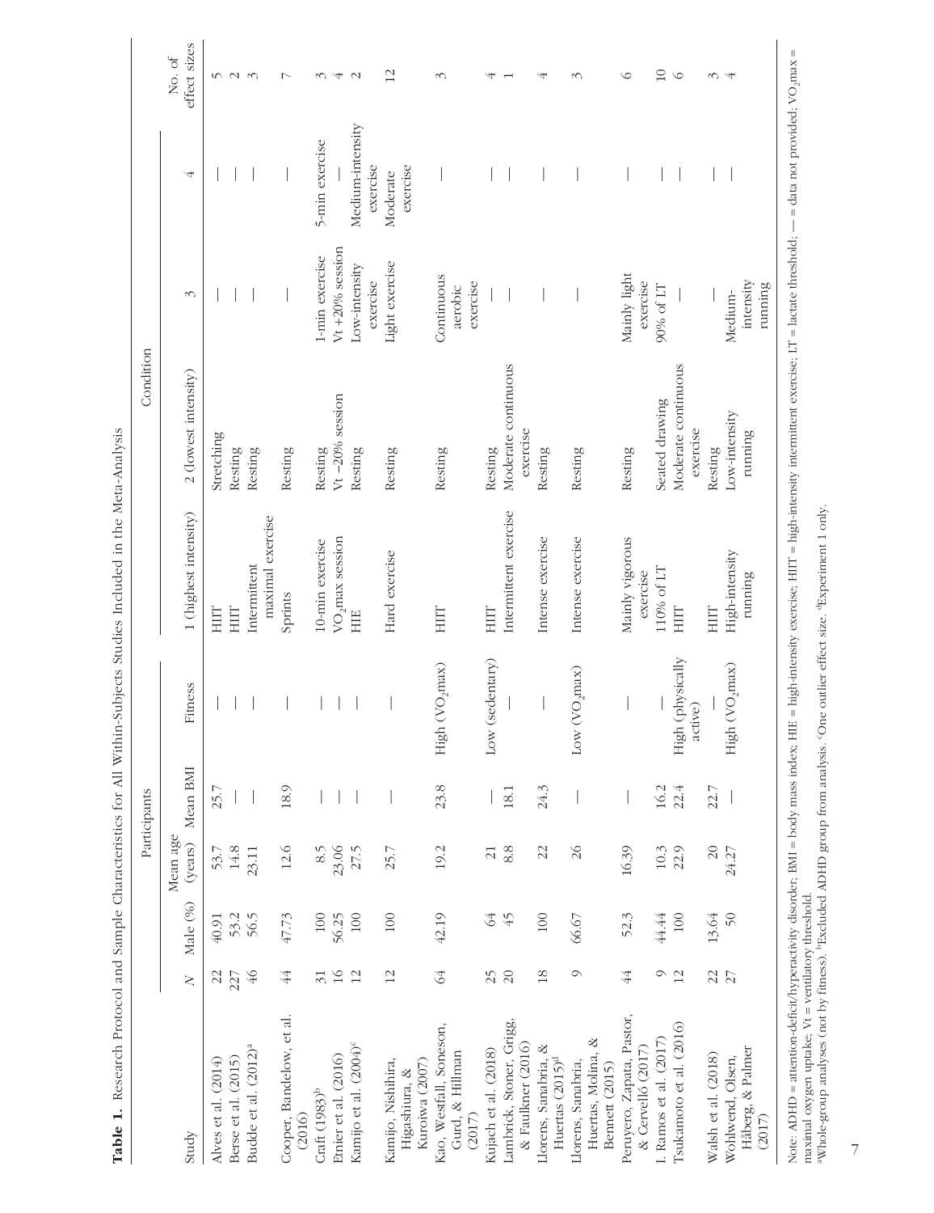**Table 1.** Research Protocol and Sample Characteristics for All Within-Subjects Studies Included in the Meta-Analysis

| Study | Participants | | | | | Condition | | | | No. of effect sizes |
|---|---|---|---|---|---|---|---|---|---|---|
| | $N$ | Male (%) | Mean age (years) | Mean BMI | Fitness | 1 (highest intensity) | 2 (lowest intensity) | 3 | 4 | |
| Alves et al. (2014) | 22 | 40.91 | 53.7 | 25.7 | — | HIIT | Stretching | — | — | 5 |
| Berse et al. (2015) | 227 | 53.2 | 14.8 | — | — | HIIT | Resting | — | — | 2 |
| Budde et al. (2012)[a] | 46 | 56.5 | 23.11 | — | — | Intermittent maximal exercise | Resting | — | — | 3 |
| Cooper, Bandelow, et al. (2016) | 44 | 47.73 | 12.6 | 18.9 | — | Sprints | Resting | — | — | 7 |
| Craft (1983)[b] | 31 | 100 | 8.5 | — | — | 10-min exercise | Resting | 1-min exercise | 5-min exercise | 3 |
| Etnier et al. (2016) | 16 | 56.25 | 23.06 | — | — | $VO_2$max session | Vt −20% session | Vt +20% session | — | 4 |
| Kamijo et al. (2004)[c] | 12 | 100 | 27.5 | — | — | HIE | Resting | Low-intensity exercise | Medium-intensity exercise | 2 |
| Kamijo, Nishihira, Higashiura, & Kuroiwa (2007) | 12 | 100 | 25.7 | — | — | Hard exercise | Resting | Light exercise | Moderate exercise | 12 |
| Kao, Westfall, Soneson, Gurd, & Hillman (2017) | 64 | 42.19 | 19.2 | 23.8 | High ($VO_2$max) | HIIT | Resting | Continuous aerobic exercise | — | 3 |
| Kujach et al. (2018) | 25 | 64 | 21 | — | Low (sedentary) | HIIT | Resting | — | — | 4 |
| Lambrick, Stoner, Grigg, & Faulkner (2016) | 20 | 45 | 8.8 | 18.1 | — | Intermittent exercise | Moderate continuous exercise | — | — | 1 |
| Llorens, Sanabria, & Huertas (2015)[d] | 18 | 100 | 22 | 24.3 | — | Intense exercise | Resting | — | — | 4 |
| Llorens, Sanabria, Huertas, Molina, & Bennett (2015) | 9 | 66.67 | 26 | — | Low ($VO_2$max) | Intense exercise | Resting | — | — | 3 |
| Peruyero, Zapata, Pastor, & Cervelló (2017) | 44 | 52.3 | 16.39 | — | — | Mainly vigorous exercise | Resting | Mainly light exercise | — | 6 |
| I. Ramos et al. (2017) | 9 | 44.44 | 10.3 | 16.2 | — | 110% of LT | Seated drawing | 90% of LT | — | 10 |
| Tsukamoto et al. (2016) | 12 | 100 | 22.9 | 22.4 | High (physically active) | HIIT | Moderate continuous exercise | — | — | 6 |
| Walsh et al. (2018) | 22 | 13.64 | 20 | 22.7 | — | HIIT | Resting | — | — | 3 |
| Wohlwend, Olsen, Håberg, & Palmer (2017) | 27 | 50 | 24.27 | — | High ($VO_2$max) | High-intensity running | Low-intensity running | Medium-intensity running | — | 4 |

Note: ADHD = attention-deficit/hyperactivity disorder; BMI = body mass index; HIE = high-intensity exercise; HIIT = high-intensity intermittent exercise; LT = lactate threshold; — = data not provided; $VO_2$max = maximal oxygen uptake; Vt = ventilatory threshold.
[a]Whole-group analyses (not by fitness). [b]Excluded ADHD group from analysis. [c]One outlier effect size. [d]Experiment 1 only.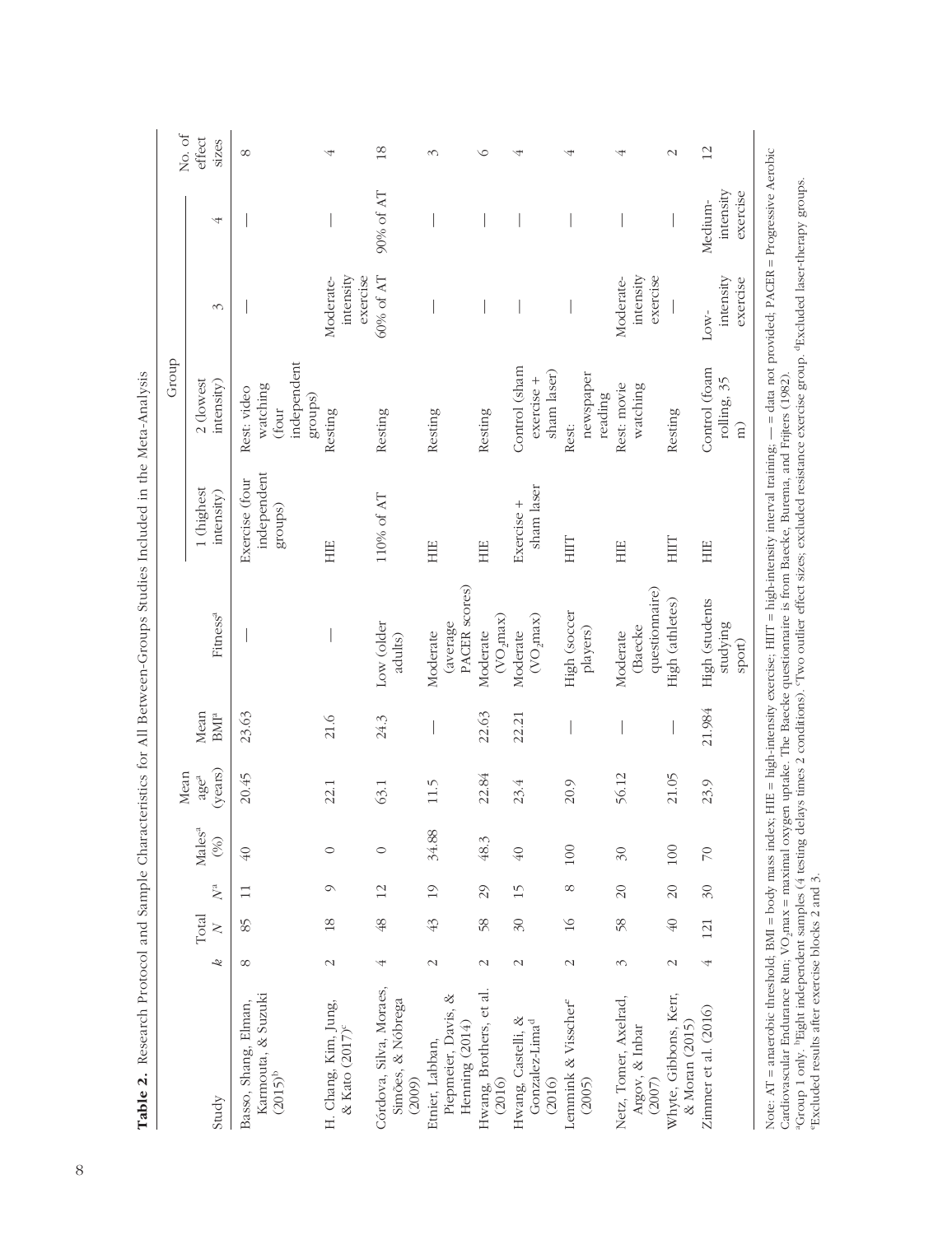**Table 2.** Research Protocol and Sample Characteristics for All Between-Groups Studies Included in the Meta-Analysis

| Study | $k$ | Total $N$ | $N^a$ | Males[a] (%) | Mean age[a] (years) | Mean BMI[a] | Fitness[a] | Group 1 (highest intensity) | Group 2 (lowest intensity) | Group 3 | Group 4 | No. of effect sizes |
|---|---|---|---|---|---|---|---|---|---|---|---|---|
| Basso, Shang, Elman, Karmouta, & Suzuki (2015)[b] | 8 | 85 | 11 | 40 | 20.45 | 23.63 | — | Exercise (four independent groups) | Rest: video watching (four independent groups) | — | — | 8 |
| H. Chang, Kim, Jung, & Kato (2017)[c] | 2 | 18 | 9 | 0 | 22.1 | 21.6 | — | HIE | Resting | Moderate-intensity exercise | — | 4 |
| Córdova, Silva, Moraes, Simões, & Nóbrega (2009) | 4 | 48 | 12 | 0 | 63.1 | 24.3 | Low (older adults) | 110% of AT | Resting | 60% of AT | 90% of AT | 18 |
| Etnier, Labban, Piepmeier, Davis, & Henning (2014) | 2 | 43 | 19 | 34.88 | 11.5 | — | Moderate (average PACER scores) | HIE | Resting | — | — | 3 |
| Hwang, Brothers, et al. (2016) | 2 | 58 | 29 | 48.3 | 22.84 | 22.63 | Moderate ($VO_2$max) | HIE | Resting | — | — | 6 |
| Hwang, Castelli, & Gonzalez-Lima[d] (2016) | 2 | 30 | 15 | 40 | 23.4 | 22.21 | Moderate ($VO_2$max) | Exercise + sham laser | Control (sham exercise + sham laser) | — | — | 4 |
| Lemmink & Visscher[e] (2005) | 2 | 16 | 8 | 100 | 20.9 | — | High (soccer players) | HIIT | Rest: newspaper reading | — | — | 4 |
| Netz, Tomer, Axelrad, Argov, & Inbar (2007) | 3 | 58 | 20 | 30 | 56.12 | — | Moderate (Baecke questionnaire) | HIE | Rest: movie watching | Moderate-intensity exercise | — | 4 |
| Whyte, Gibbons, Kerr, & Moran (2015) | 2 | 40 | 20 | 100 | 21.05 | — | High (athletes) | HIIT | Resting | — | — | 2 |
| Zimmer et al. (2016) | 4 | 121 | 30 | 70 | 23.9 | 21.984 | High (students studying sport) | HIE | Control (foam rolling, 35 m) | Low-intensity exercise | Medium-intensity exercise | 12 |

Note: AT = anaerobic threshold; BMI = body mass index; HIE = high-intensity exercise; HIIT = high-intensity interval training; — = data not provided; PACER = Progressive Aerobic Cardiovascular Endurance Run; $VO_2$max = maximal oxygen uptake. The Baecke questionnaire is from Baecke, Burema, and Frijters (1982).
[a]Group 1 only. [b]Eight independent samples (4 testing delays times 2 conditions). [c]Two outlier effect sizes; excluded resistance exercise group. [d]Excluded laser-therapy groups.
[e]Excluded results after exercise blocks 2 and 3.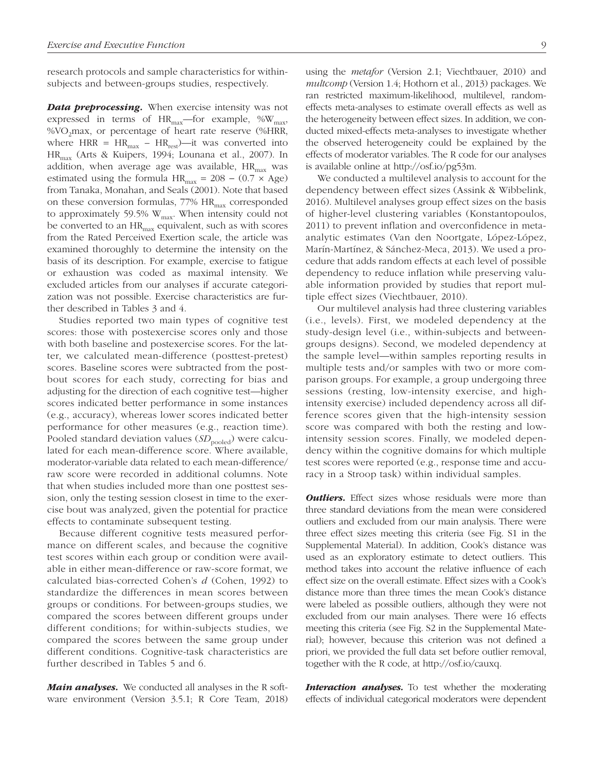research protocols and sample characteristics for within-subjects and between-groups studies, respectively.

***Data preprocessing.*** When exercise intensity was not expressed in terms of $HR_{max}$—for example, $\%W_{max}$, $\%VO_2max$, or percentage of heart rate reserve (%HRR, where HRR = $HR_{max} - HR_{rest}$)—it was converted into $HR_{max}$ (Arts & Kuipers, 1994; Lounana et al., 2007). In addition, when average age was available, $HR_{max}$ was estimated using the formula $HR_{max} = 208 - (0.7 \times \text{Age})$ from Tanaka, Monahan, and Seals (2001). Note that based on these conversion formulas, 77% $HR_{max}$ corresponded to approximately 59.5% $W_{max}$. When intensity could not be converted to an $HR_{max}$ equivalent, such as with scores from the Rated Perceived Exertion scale, the article was examined thoroughly to determine the intensity on the basis of its description. For example, exercise to fatigue or exhaustion was coded as maximal intensity. We excluded articles from our analyses if accurate categorization was not possible. Exercise characteristics are further described in Tables 3 and 4.

Studies reported two main types of cognitive test scores: those with postexercise scores only and those with both baseline and postexercise scores. For the latter, we calculated mean-difference (posttest-pretest) scores. Baseline scores were subtracted from the post-bout scores for each study, correcting for bias and adjusting for the direction of each cognitive test—higher scores indicated better performance in some instances (e.g., accuracy), whereas lower scores indicated better performance for other measures (e.g., reaction time). Pooled standard deviation values ($SD_{pooled}$) were calculated for each mean-difference score. Where available, moderator-variable data related to each mean-difference/raw score were recorded in additional columns. Note that when studies included more than one posttest session, only the testing session closest in time to the exercise bout was analyzed, given the potential for practice effects to contaminate subsequent testing.

Because different cognitive tests measured performance on different scales, and because the cognitive test scores within each group or condition were available in either mean-difference or raw-score format, we calculated bias-corrected Cohen's *d* (Cohen, 1992) to standardize the differences in mean scores between groups or conditions. For between-groups studies, we compared the scores between different groups under different conditions; for within-subjects studies, we compared the scores between the same group under different conditions. Cognitive-task characteristics are further described in Tables 5 and 6.

***Main analyses.*** We conducted all analyses in the R software environment (Version 3.5.1; R Core Team, 2018) using the *metafor* (Version 2.1; Viechtbauer, 2010) and *multcomp* (Version 1.4; Hothorn et al., 2013) packages. We ran restricted maximum-likelihood, multilevel, random-effects meta-analyses to estimate overall effects as well as the heterogeneity between effect sizes. In addition, we conducted mixed-effects meta-analyses to investigate whether the observed heterogeneity could be explained by the effects of moderator variables. The R code for our analyses is available online at http://osf.io/pg53m.

We conducted a multilevel analysis to account for the dependency between effect sizes (Assink & Wibbelink, 2016). Multilevel analyses group effect sizes on the basis of higher-level clustering variables (Konstantopoulos, 2011) to prevent inflation and overconfidence in meta-analytic estimates (Van den Noortgate, López-López, Marín-Martínez, & Sánchez-Meca, 2013). We used a procedure that adds random effects at each level of possible dependency to reduce inflation while preserving valuable information provided by studies that report multiple effect sizes (Viechtbauer, 2010).

Our multilevel analysis had three clustering variables (i.e., levels). First, we modeled dependency at the study-design level (i.e., within-subjects and between-groups designs). Second, we modeled dependency at the sample level—within samples reporting results in multiple tests and/or samples with two or more comparison groups. For example, a group undergoing three sessions (resting, low-intensity exercise, and high-intensity exercise) included dependency across all difference scores given that the high-intensity session score was compared with both the resting and low-intensity session scores. Finally, we modeled dependency within the cognitive domains for which multiple test scores were reported (e.g., response time and accuracy in a Stroop task) within individual samples.

***Outliers.*** Effect sizes whose residuals were more than three standard deviations from the mean were considered outliers and excluded from our main analysis. There were three effect sizes meeting this criteria (see Fig. S1 in the Supplemental Material). In addition, Cook's distance was used as an exploratory estimate to detect outliers. This method takes into account the relative influence of each effect size on the overall estimate. Effect sizes with a Cook's distance more than three times the mean Cook's distance were labeled as possible outliers, although they were not excluded from our main analyses. There were 16 effects meeting this criteria (see Fig. S2 in the Supplemental Material); however, because this criterion was not defined a priori, we provided the full data set before outlier removal, together with the R code, at http://osf.io/cauxq.

***Interaction analyses.*** To test whether the moderating effects of individual categorical moderators were dependent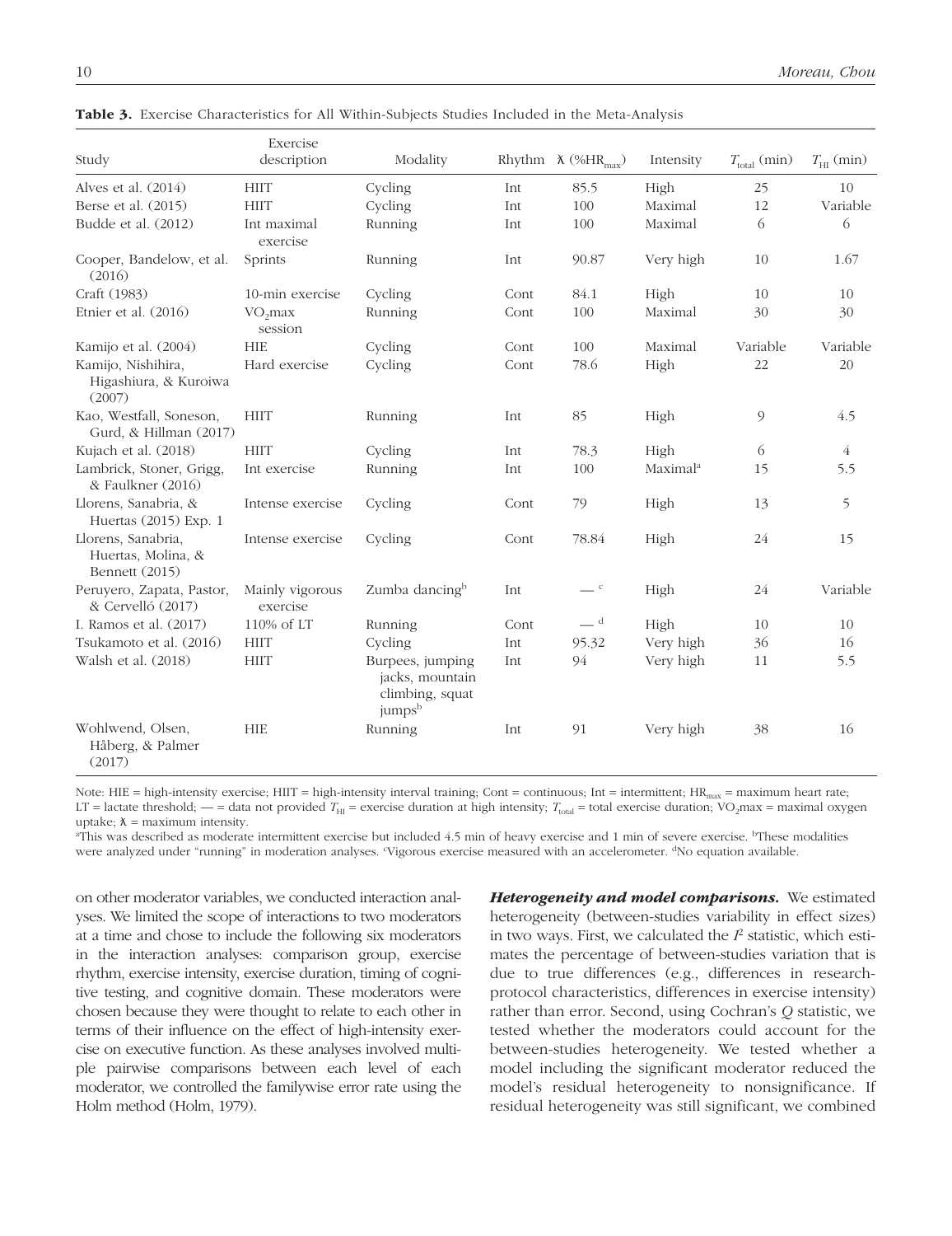**Table 3.** Exercise Characteristics for All Within-Subjects Studies Included in the Meta-Analysis

| Study | Exercise description | Modality | Rhythm | ꭗ (%$HR_{max}$) | Intensity | $T_{total}$ (min) | $T_{HI}$ (min) |
|---|---|---|---|---|---|---|---|
| Alves et al. (2014) | HIIT | Cycling | Int | 85.5 | High | 25 | 10 |
| Berse et al. (2015) | HIIT | Cycling | Int | 100 | Maximal | 12 | Variable |
| Budde et al. (2012) | Int maximal exercise | Running | Int | 100 | Maximal | 6 | 6 |
| Cooper, Bandelow, et al. (2016) | Sprints | Running | Int | 90.87 | Very high | 10 | 1.67 |
| Craft (1983) | 10-min exercise | Cycling | Cont | 84.1 | High | 10 | 10 |
| Etnier et al. (2016) | $VO_2$max session | Running | Cont | 100 | Maximal | 30 | 30 |
| Kamijo et al. (2004) | HIE | Cycling | Cont | 100 | Maximal | Variable | Variable |
| Kamijo, Nishihira, Higashiura, & Kuroiwa (2007) | Hard exercise | Cycling | Cont | 78.6 | High | 22 | 20 |
| Kao, Westfall, Soneson, Gurd, & Hillman (2017) | HIIT | Running | Int | 85 | High | 9 | 4.5 |
| Kujach et al. (2018) | HIIT | Cycling | Int | 78.3 | High | 6 | 4 |
| Lambrick, Stoner, Grigg, & Faulkner (2016) | Int exercise | Running | Int | 100 | Maximal[a] | 15 | 5.5 |
| Llorens, Sanabria, & Huertas (2015) Exp. 1 | Intense exercise | Cycling | Cont | 79 | High | 13 | 5 |
| Llorens, Sanabria, Huertas, Molina, & Bennett (2015) | Intense exercise | Cycling | Cont | 78.84 | High | 24 | 15 |
| Peruyero, Zapata, Pastor, & Cervelló (2017) | Mainly vigorous exercise | Zumba dancing[b] | Int | —[c] | High | 24 | Variable |
| I. Ramos et al. (2017) | 110% of LT | Running | Cont | —[d] | High | 10 | 10 |
| Tsukamoto et al. (2016) | HIIT | Cycling | Int | 95.32 | Very high | 36 | 16 |
| Walsh et al. (2018) | HIIT | Burpees, jumping jacks, mountain climbing, squat jumps[b] | Int | 94 | Very high | 11 | 5.5 |
| Wohlwend, Olsen, Håberg, & Palmer (2017) | HIE | Running | Int | 91 | Very high | 38 | 16 |

Note: HIE = high-intensity exercise; HIIT = high-intensity interval training; Cont = continuous; Int = intermittent; $HR_{max}$ = maximum heart rate; LT = lactate threshold; — = data not provided $T_{HI}$ = exercise duration at high intensity; $T_{total}$ = total exercise duration; $VO_2$max = maximal oxygen uptake; ꭗ = maximum intensity.
[a]This was described as moderate intermittent exercise but included 4.5 min of heavy exercise and 1 min of severe exercise. [b]These modalities were analyzed under "running" in moderation analyses. [c]Vigorous exercise measured with an accelerometer. [d]No equation available.

on other moderator variables, we conducted interaction analyses. We limited the scope of interactions to two moderators at a time and chose to include the following six moderators in the interaction analyses: comparison group, exercise rhythm, exercise intensity, exercise duration, timing of cognitive testing, and cognitive domain. These moderators were chosen because they were thought to relate to each other in terms of their influence on the effect of high-intensity exercise on executive function. As these analyses involved multiple pairwise comparisons between each level of each moderator, we controlled the familywise error rate using the Holm method (Holm, 1979).

***Heterogeneity and model comparisons.*** We estimated heterogeneity (between-studies variability in effect sizes) in two ways. First, we calculated the $I^2$ statistic, which estimates the percentage of between-studies variation that is due to true differences (e.g., differences in research-protocol characteristics, differences in exercise intensity) rather than error. Second, using Cochran's $Q$ statistic, we tested whether the moderators could account for the between-studies heterogeneity. We tested whether a model including the significant moderator reduced the model's residual heterogeneity to nonsignificance. If residual heterogeneity was still significant, we combined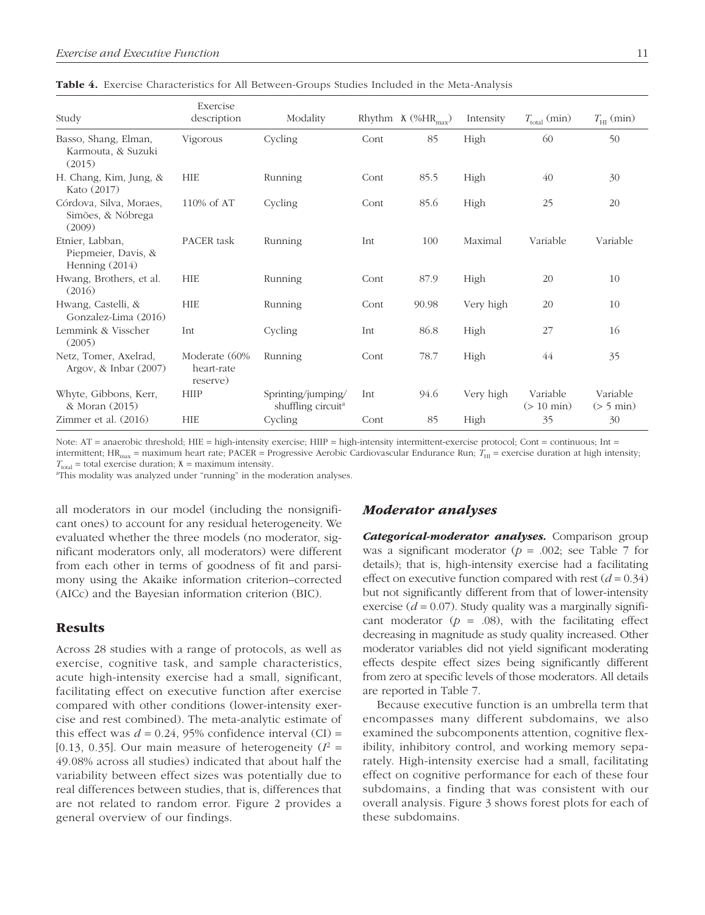**Table 4.** Exercise Characteristics for All Between-Groups Studies Included in the Meta-Analysis

| Study | Exercise description | Modality | Rhythm | ƛ (%HR$_{max}$) | Intensity | $T_{total}$ (min) | $T_{HI}$ (min) |
|---|---|---|---|---|---|---|---|
| Basso, Shang, Elman, Karmouta, & Suzuki (2015) | Vigorous | Cycling | Cont | 85 | High | 60 | 50 |
| H. Chang, Kim, Jung, & Kato (2017) | HIE | Running | Cont | 85.5 | High | 40 | 30 |
| Córdova, Silva, Moraes, Simões, & Nóbrega (2009) | 110% of AT | Cycling | Cont | 85.6 | High | 25 | 20 |
| Etnier, Labban, Piepmeier, Davis, & Henning (2014) | PACER task | Running | Int | 100 | Maximal | Variable | Variable |
| Hwang, Brothers, et al. (2016) | HIE | Running | Cont | 87.9 | High | 20 | 10 |
| Hwang, Castelli, & Gonzalez-Lima (2016) | HIE | Running | Cont | 90.98 | Very high | 20 | 10 |
| Lemmink & Visscher (2005) | Int | Cycling | Int | 86.8 | High | 27 | 16 |
| Netz, Tomer, Axelrad, Argov, & Inbar (2007) | Moderate (60% heart-rate reserve) | Running | Cont | 78.7 | High | 44 | 35 |
| Whyte, Gibbons, Kerr, & Moran (2015) | HIIP | Sprinting/jumping/ shuffling circuit[a] | Int | 94.6 | Very high | Variable (> 10 min) | Variable (> 5 min) |
| Zimmer et al. (2016) | HIE | Cycling | Cont | 85 | High | 35 | 30 |

Note: AT = anaerobic threshold; HIE = high-intensity exercise; HIIP = high-intensity intermittent-exercise protocol; Cont = continuous; Int = intermittent; HR$_{max}$ = maximum heart rate; PACER = Progressive Aerobic Cardiovascular Endurance Run; $T_{HI}$ = exercise duration at high intensity; $T_{total}$ = total exercise duration; ƛ = maximum intensity.
[a]This modality was analyzed under "running" in the moderation analyses.

all moderators in our model (including the nonsignificant ones) to account for any residual heterogeneity. We evaluated whether the three models (no moderator, significant moderators only, all moderators) were different from each other in terms of goodness of fit and parsimony using the Akaike information criterion–corrected (AICc) and the Bayesian information criterion (BIC).

## Results

Across 28 studies with a range of protocols, as well as exercise, cognitive task, and sample characteristics, acute high-intensity exercise had a small, significant, facilitating effect on executive function after exercise compared with other conditions (lower-intensity exercise and rest combined). The meta-analytic estimate of this effect was $d = 0.24$, 95% confidence interval (CI) = [0.13, 0.35]. Our main measure of heterogeneity ($I^2$ = 49.08% across all studies) indicated that about half the variability between effect sizes was potentially due to real differences between studies, that is, differences that are not related to random error. Figure 2 provides a general overview of our findings.

### Moderator analyses

***Categorical-moderator analyses.*** Comparison group was a significant moderator ($p$ = .002; see Table 7 for details); that is, high-intensity exercise had a facilitating effect on executive function compared with rest ($d = 0.34$) but not significantly different from that of lower-intensity exercise ($d = 0.07$). Study quality was a marginally significant moderator ($p$ = .08), with the facilitating effect decreasing in magnitude as study quality increased. Other moderator variables did not yield significant moderating effects despite effect sizes being significantly different from zero at specific levels of those moderators. All details are reported in Table 7.

Because executive function is an umbrella term that encompasses many different subdomains, we also examined the subcomponents attention, cognitive flexibility, inhibitory control, and working memory separately. High-intensity exercise had a small, facilitating effect on cognitive performance for each of these four subdomains, a finding that was consistent with our overall analysis. Figure 3 shows forest plots for each of these subdomains.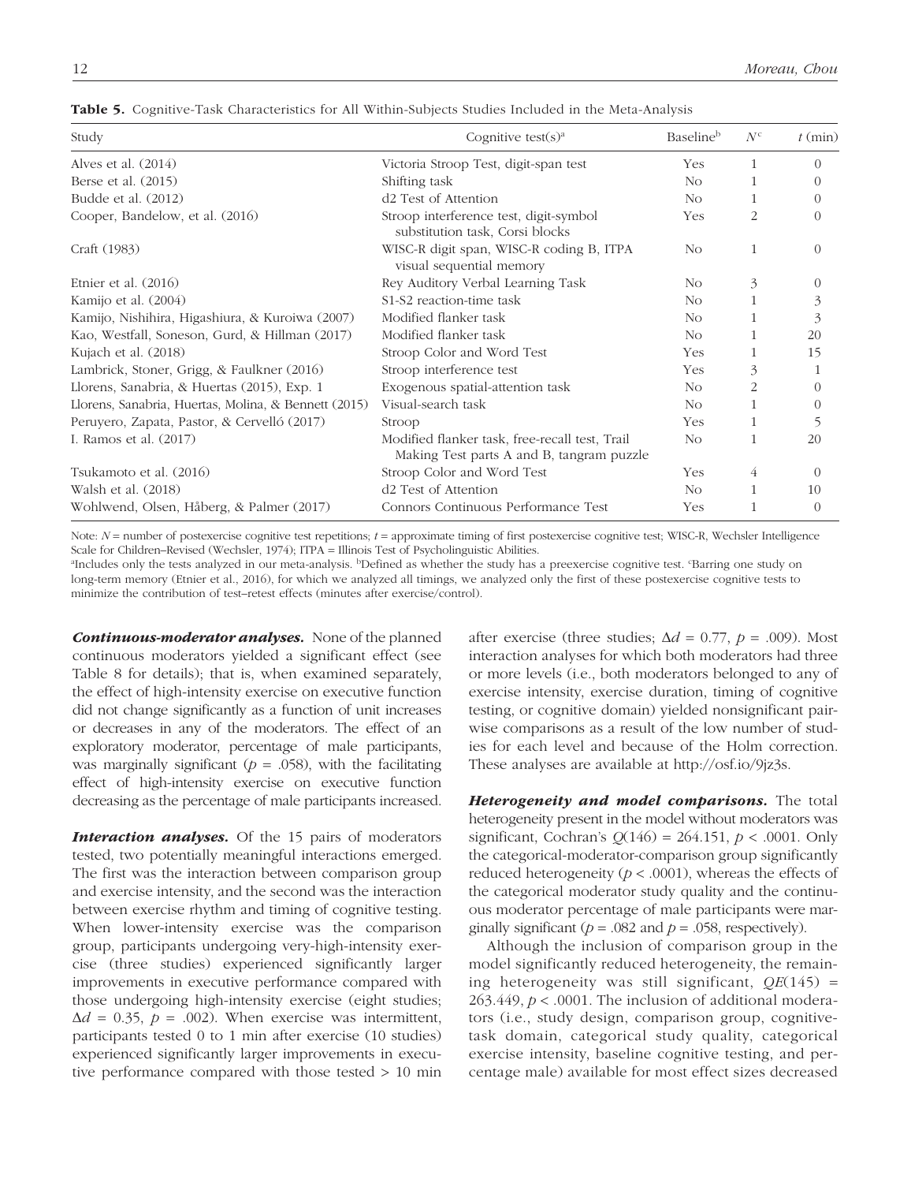**Table 5.** Cognitive-Task Characteristics for All Within-Subjects Studies Included in the Meta-Analysis

| Study | Cognitive test(s)[a] | Baseline[b] | $N$[c] | $t$ (min) |
|---|---|---|---|---|
| Alves et al. (2014) | Victoria Stroop Test, digit-span test | Yes | 1 | 0 |
| Berse et al. (2015) | Shifting task | No | 1 | 0 |
| Budde et al. (2012) | d2 Test of Attention | No | 1 | 0 |
| Cooper, Bandelow, et al. (2016) | Stroop interference test, digit-symbol substitution task, Corsi blocks | Yes | 2 | 0 |
| Craft (1983) | WISC-R digit span, WISC-R coding B, ITPA visual sequential memory | No | 1 | 0 |
| Etnier et al. (2016) | Rey Auditory Verbal Learning Task | No | 3 | 0 |
| Kamijo et al. (2004) | S1-S2 reaction-time task | No | 1 | 3 |
| Kamijo, Nishihira, Higashiura, & Kuroiwa (2007) | Modified flanker task | No | 1 | 3 |
| Kao, Westfall, Soneson, Gurd, & Hillman (2017) | Modified flanker task | No | 1 | 20 |
| Kujach et al. (2018) | Stroop Color and Word Test | Yes | 1 | 15 |
| Lambrick, Stoner, Grigg, & Faulkner (2016) | Stroop interference test | Yes | 3 | 1 |
| Llorens, Sanabria, & Huertas (2015), Exp. 1 | Exogenous spatial-attention task | No | 2 | 0 |
| Llorens, Sanabria, Huertas, Molina, & Bennett (2015) | Visual-search task | No | 1 | 0 |
| Peruyero, Zapata, Pastor, & Cervelló (2017) | Stroop | Yes | 1 | 5 |
| I. Ramos et al. (2017) | Modified flanker task, free-recall test, Trail Making Test parts A and B, tangram puzzle | No | 1 | 20 |
| Tsukamoto et al. (2016) | Stroop Color and Word Test | Yes | 4 | 0 |
| Walsh et al. (2018) | d2 Test of Attention | No | 1 | 10 |
| Wohlwend, Olsen, Håberg, & Palmer (2017) | Connors Continuous Performance Test | Yes | 1 | 0 |

Note: $N$ = number of postexercise cognitive test repetitions; $t$ = approximate timing of first postexercise cognitive test; WISC-R, Wechsler Intelligence Scale for Children–Revised (Wechsler, 1974); ITPA = Illinois Test of Psycholinguistic Abilities.

[a]Includes only the tests analyzed in our meta-analysis. [b]Defined as whether the study has a preexercise cognitive test. [c]Barring one study on long-term memory (Etnier et al., 2016), for which we analyzed all timings, we analyzed only the first of these postexercise cognitive tests to minimize the contribution of test–retest effects (minutes after exercise/control).

***Continuous-moderator analyses.*** None of the planned continuous moderators yielded a significant effect (see Table 8 for details); that is, when examined separately, the effect of high-intensity exercise on executive function did not change significantly as a function of unit increases or decreases in any of the moderators. The effect of an exploratory moderator, percentage of male participants, was marginally significant ($p$ = .058), with the facilitating effect of high-intensity exercise on executive function decreasing as the percentage of male participants increased.

***Interaction analyses.*** Of the 15 pairs of moderators tested, two potentially meaningful interactions emerged. The first was the interaction between comparison group and exercise intensity, and the second was the interaction between exercise rhythm and timing of cognitive testing. When lower-intensity exercise was the comparison group, participants undergoing very-high-intensity exercise (three studies) experienced significantly larger improvements in executive performance compared with those undergoing high-intensity exercise (eight studies; $\Delta d$ = 0.35, $p$ = .002). When exercise was intermittent, participants tested 0 to 1 min after exercise (10 studies) experienced significantly larger improvements in executive performance compared with those tested > 10 min after exercise (three studies; $\Delta d$ = 0.77, $p$ = .009). Most interaction analyses for which both moderators had three or more levels (i.e., both moderators belonged to any of exercise intensity, exercise duration, timing of cognitive testing, or cognitive domain) yielded nonsignificant pairwise comparisons as a result of the low number of studies for each level and because of the Holm correction. These analyses are available at http://osf.io/9jz3s.

***Heterogeneity and model comparisons.*** The total heterogeneity present in the model without moderators was significant, Cochran's $Q(146)$ = 264.151, $p$ < .0001. Only the categorical-moderator-comparison group significantly reduced heterogeneity ($p$ < .0001), whereas the effects of the categorical moderator study quality and the continuous moderator percentage of male participants were marginally significant ($p$ = .082 and $p$ = .058, respectively).

Although the inclusion of comparison group in the model significantly reduced heterogeneity, the remaining heterogeneity was still significant, $QE(145)$ = 263.449, $p$ < .0001. The inclusion of additional moderators (i.e., study design, comparison group, cognitive-task domain, categorical study quality, categorical exercise intensity, baseline cognitive testing, and percentage male) available for most effect sizes decreased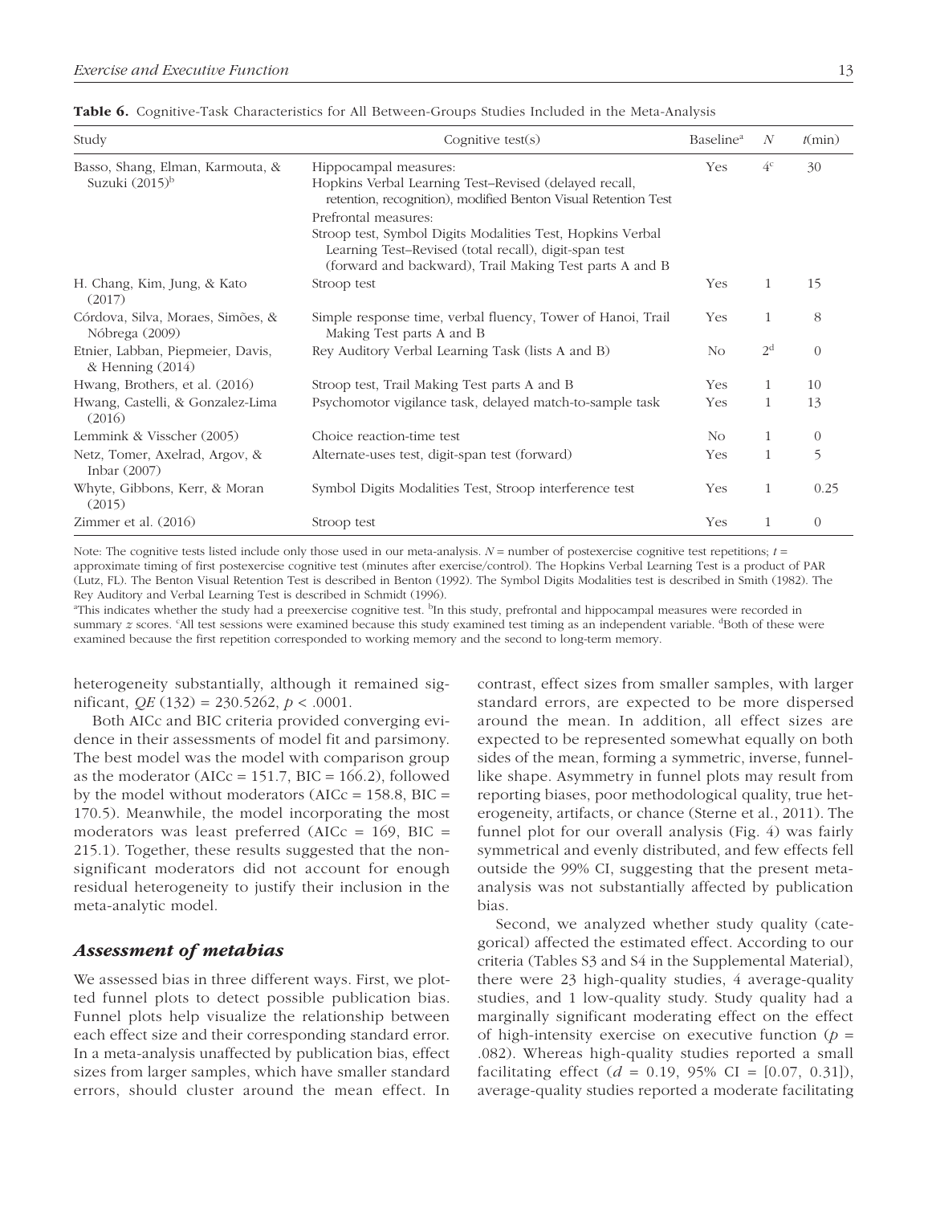**Table 6.** Cognitive-Task Characteristics for All Between-Groups Studies Included in the Meta-Analysis

| Study | Cognitive test(s) | Baseline[a] | $N$ | $t$(min) |
|---|---|---|---|---|
| Basso, Shang, Elman, Karmouta, & Suzuki (2015)[b] | Hippocampal measures: Hopkins Verbal Learning Test–Revised (delayed recall, retention, recognition), modified Benton Visual Retention Test<br>Prefrontal measures: Stroop test, Symbol Digits Modalities Test, Hopkins Verbal Learning Test–Revised (total recall), digit-span test (forward and backward), Trail Making Test parts A and B | Yes | 4[c] | 30 |
| H. Chang, Kim, Jung, & Kato (2017) | Stroop test | Yes | 1 | 15 |
| Córdova, Silva, Moraes, Simões, & Nóbrega (2009) | Simple response time, verbal fluency, Tower of Hanoi, Trail Making Test parts A and B | Yes | 1 | 8 |
| Etnier, Labban, Piepmeier, Davis, & Henning (2014) | Rey Auditory Verbal Learning Task (lists A and B) | No | 2[d] | 0 |
| Hwang, Brothers, et al. (2016) | Stroop test, Trail Making Test parts A and B | Yes | 1 | 10 |
| Hwang, Castelli, & Gonzalez-Lima (2016) | Psychomotor vigilance task, delayed match-to-sample task | Yes | 1 | 13 |
| Lemmink & Visscher (2005) | Choice reaction-time test | No | 1 | 0 |
| Netz, Tomer, Axelrad, Argov, & Inbar (2007) | Alternate-uses test, digit-span test (forward) | Yes | 1 | 5 |
| Whyte, Gibbons, Kerr, & Moran (2015) | Symbol Digits Modalities Test, Stroop interference test | Yes | 1 | 0.25 |
| Zimmer et al. (2016) | Stroop test | Yes | 1 | 0 |

Note: The cognitive tests listed include only those used in our meta-analysis. $N$ = number of postexercise cognitive test repetitions; $t$ = approximate timing of first postexercise cognitive test (minutes after exercise/control). The Hopkins Verbal Learning Test is a product of PAR (Lutz, FL). The Benton Visual Retention Test is described in Benton (1992). The Symbol Digits Modalities test is described in Smith (1982). The Rey Auditory and Verbal Learning Test is described in Schmidt (1996).

[a]This indicates whether the study had a preexercise cognitive test. [b]In this study, prefrontal and hippocampal measures were recorded in summary $z$ scores. [c]All test sessions were examined because this study examined test timing as an independent variable. [d]Both of these were examined because the first repetition corresponded to working memory and the second to long-term memory.

heterogeneity substantially, although it remained significant, $QE$ (132) = 230.5262, $p < .0001$.

Both AICc and BIC criteria provided converging evidence in their assessments of model fit and parsimony. The best model was the model with comparison group as the moderator (AICc = 151.7, BIC = 166.2), followed by the model without moderators (AICc = 158.8, BIC = 170.5). Meanwhile, the model incorporating the most moderators was least preferred (AICc = 169, BIC = 215.1). Together, these results suggested that the nonsignificant moderators did not account for enough residual heterogeneity to justify their inclusion in the meta-analytic model.

### *Assessment of metabias*

We assessed bias in three different ways. First, we plotted funnel plots to detect possible publication bias. Funnel plots help visualize the relationship between each effect size and their corresponding standard error. In a meta-analysis unaffected by publication bias, effect sizes from larger samples, which have smaller standard errors, should cluster around the mean effect. In contrast, effect sizes from smaller samples, with larger standard errors, are expected to be more dispersed around the mean. In addition, all effect sizes are expected to be represented somewhat equally on both sides of the mean, forming a symmetric, inverse, funnel-like shape. Asymmetry in funnel plots may result from reporting biases, poor methodological quality, true heterogeneity, artifacts, or chance (Sterne et al., 2011). The funnel plot for our overall analysis (Fig. 4) was fairly symmetrical and evenly distributed, and few effects fell outside the 99% CI, suggesting that the present meta-analysis was not substantially affected by publication bias.

Second, we analyzed whether study quality (categorical) affected the estimated effect. According to our criteria (Tables S3 and S4 in the Supplemental Material), there were 23 high-quality studies, 4 average-quality studies, and 1 low-quality study. Study quality had a marginally significant moderating effect on the effect of high-intensity exercise on executive function ($p$ = .082). Whereas high-quality studies reported a small facilitating effect ($d$ = 0.19, 95% CI = [0.07, 0.31]), average-quality studies reported a moderate facilitating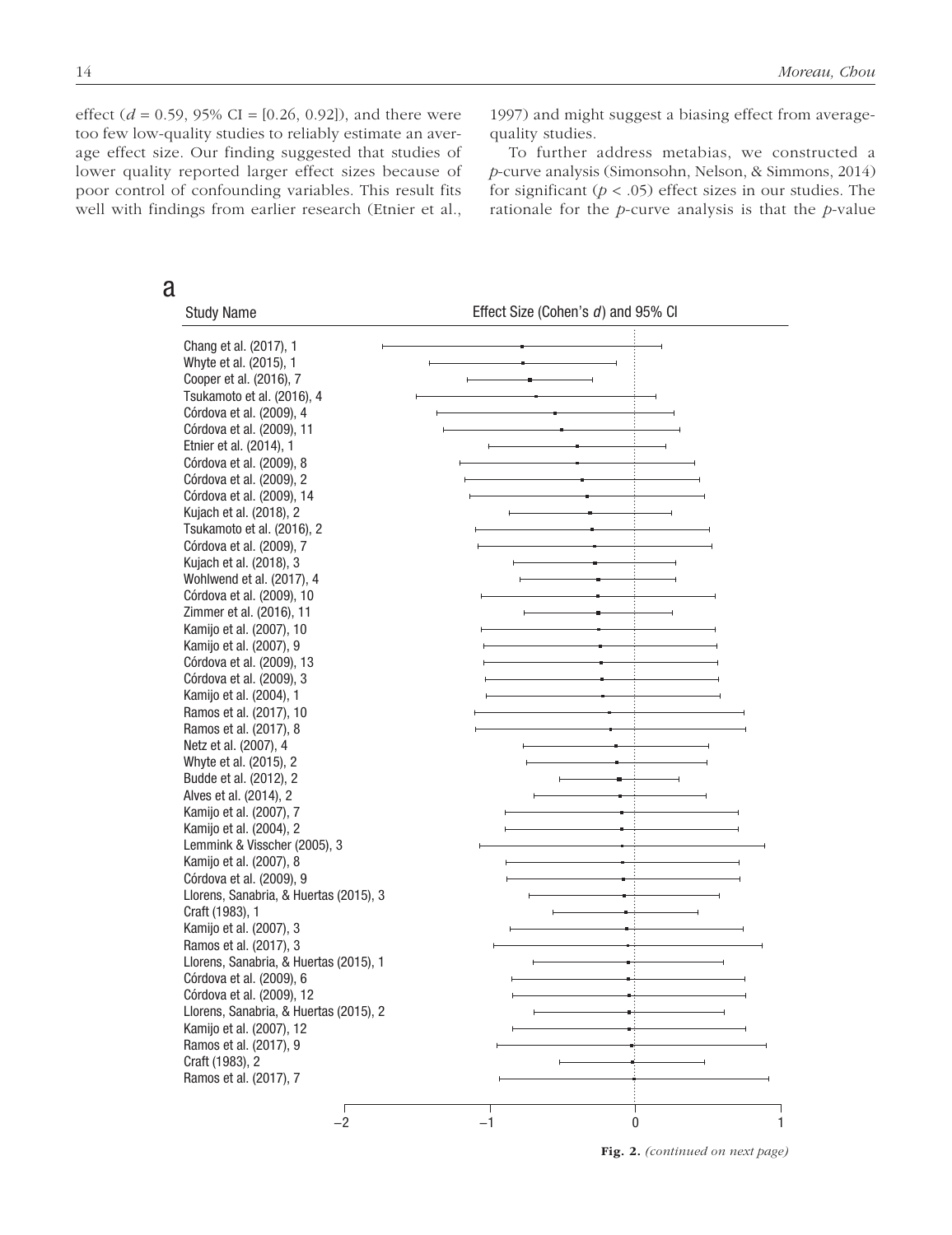effect ($d$ = 0.59, 95% CI = [0.26, 0.92]), and there were too few low-quality studies to reliably estimate an average effect size. Our finding suggested that studies of lower quality reported larger effect sizes because of poor control of confounding variables. This result fits well with findings from earlier research (Etnier et al., 1997) and might suggest a biasing effect from average-quality studies.

To further address metabias, we constructed a *p*-curve analysis (Simonsohn, Nelson, & Simmons, 2014) for significant ($p < .05$) effect sizes in our studies. The rationale for the *p*-curve analysis is that the *p*-value

a

Study Name — Effect Size (Cohen's *d*) and 95% CI

Chang et al. (2017), 1
Whyte et al. (2015), 1
Cooper et al. (2016), 7
Tsukamoto et al. (2016), 4
Córdova et al. (2009), 4
Córdova et al. (2009), 11
Etnier et al. (2014), 1
Córdova et al. (2009), 8
Córdova et al. (2009), 2
Córdova et al. (2009), 14
Kujach et al. (2018), 2
Tsukamoto et al. (2016), 2
Córdova et al. (2009), 7
Kujach et al. (2018), 3
Wohlwend et al. (2017), 4
Córdova et al. (2009), 10
Zimmer et al. (2016), 11
Kamijo et al. (2007), 10
Kamijo et al. (2007), 9
Córdova et al. (2009), 13
Córdova et al. (2009), 3
Kamijo et al. (2004), 1
Ramos et al. (2017), 10
Ramos et al. (2017), 8
Netz et al. (2007), 4
Whyte et al. (2015), 2
Budde et al. (2012), 2
Alves et al. (2014), 2
Kamijo et al. (2007), 7
Kamijo et al. (2004), 2
Lemmink & Visscher (2005), 3
Kamijo et al. (2007), 8
Córdova et al. (2009), 9
Llorens, Sanabria, & Huertas (2015), 3
Craft (1983), 1
Kamijo et al. (2007), 3
Ramos et al. (2017), 3
Llorens, Sanabria, & Huertas (2015), 1
Córdova et al. (2009), 6
Córdova et al. (2009), 12
Llorens, Sanabria, & Huertas (2015), 2
Kamijo et al. (2007), 12
Ramos et al. (2017), 9
Craft (1983), 2
Ramos et al. (2017), 7

−2 −1 0 1

**Fig. 2.** *(continued on next page)*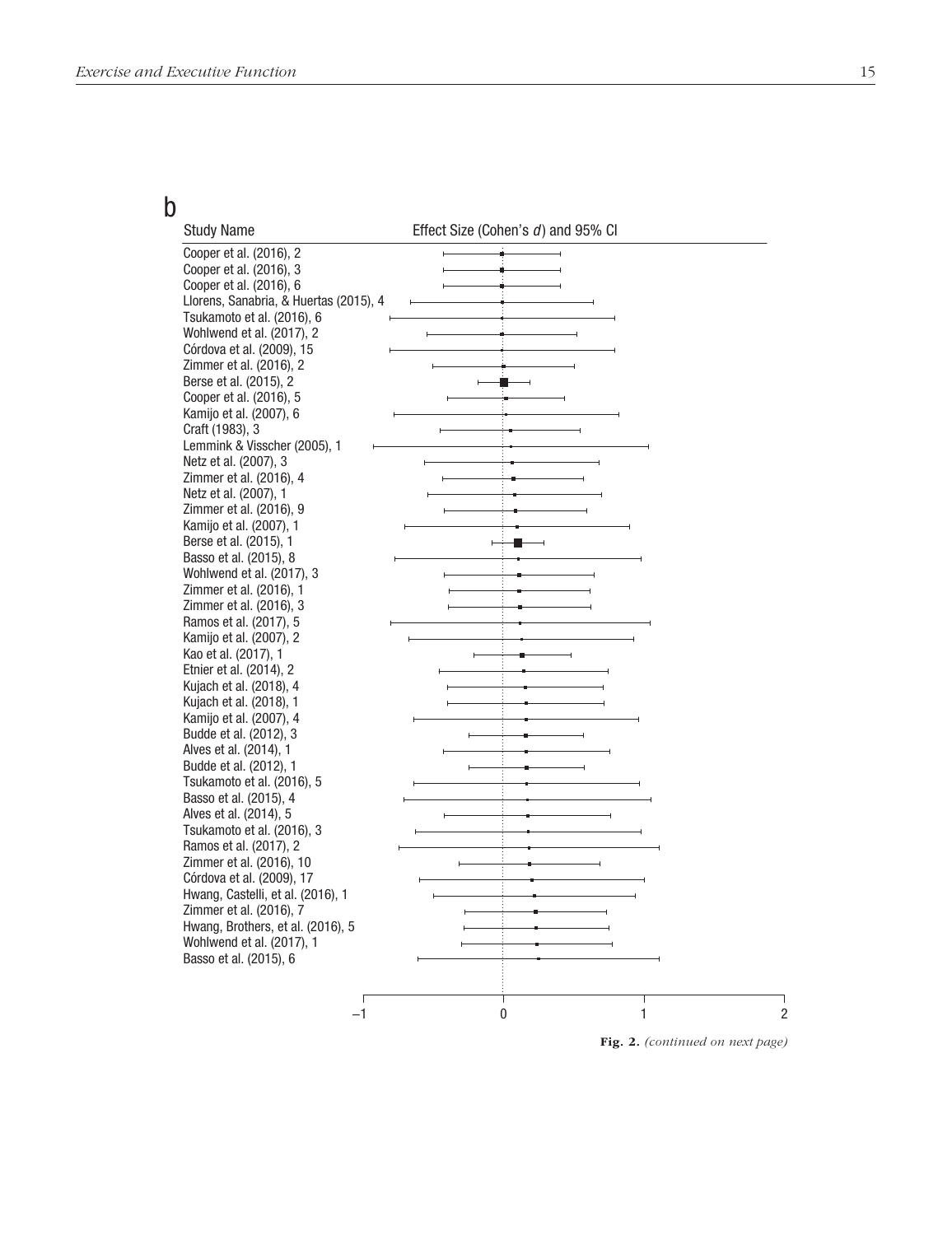b

Study Name — Effect Size (Cohen's *d*) and 95% CI

Cooper et al. (2016), 2
Cooper et al. (2016), 3
Cooper et al. (2016), 6
Llorens, Sanabria, & Huertas (2015), 4
Tsukamoto et al. (2016), 6
Wohlwend et al. (2017), 2
Córdova et al. (2009), 15
Zimmer et al. (2016), 2
Berse et al. (2015), 2
Cooper et al. (2016), 5
Kamijo et al. (2007), 6
Craft (1983), 3
Lemmink & Visscher (2005), 1
Netz et al. (2007), 3
Zimmer et al. (2016), 4
Netz et al. (2007), 1
Zimmer et al. (2016), 9
Kamijo et al. (2007), 1
Berse et al. (2015), 1
Basso et al. (2015), 8
Wohlwend et al. (2017), 3
Zimmer et al. (2016), 1
Zimmer et al. (2016), 3
Ramos et al. (2017), 5
Kamijo et al. (2007), 2
Kao et al. (2017), 1
Etnier et al. (2014), 2
Kujach et al. (2018), 4
Kujach et al. (2018), 1
Kamijo et al. (2007), 4
Budde et al. (2012), 3
Alves et al. (2014), 1
Budde et al. (2012), 1
Tsukamoto et al. (2016), 5
Basso et al. (2015), 4
Alves et al. (2014), 5
Tsukamoto et al. (2016), 3
Ramos et al. (2017), 2
Zimmer et al. (2016), 10
Córdova et al. (2009), 17
Hwang, Castelli, et al. (2016), 1
Zimmer et al. (2016), 7
Hwang, Brothers, et al. (2016), 5
Wohlwend et al. (2017), 1
Basso et al. (2015), 6

–1 0 1 2

**Fig. 2.** *(continued on next page)*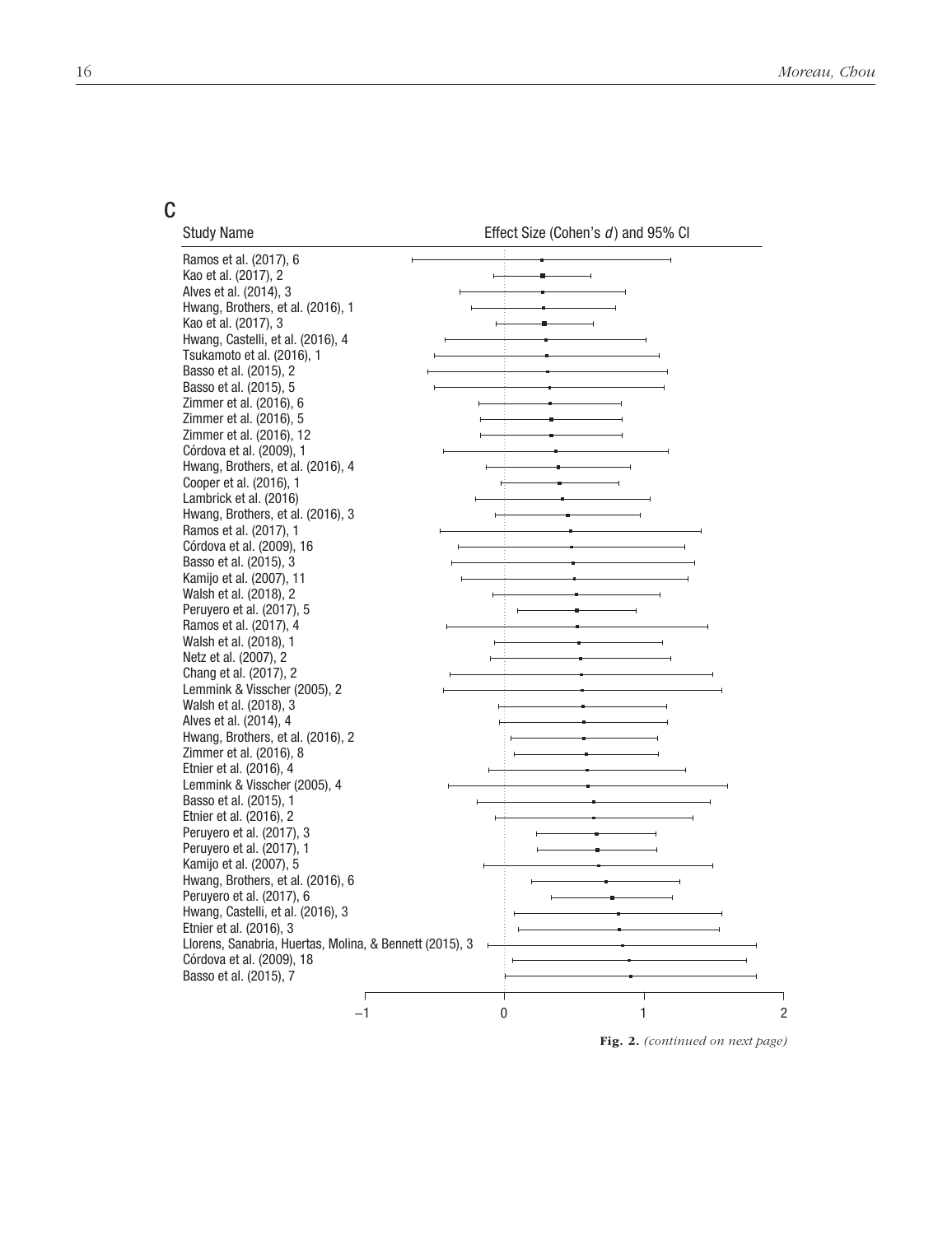C

Study Name | Effect Size (Cohen's *d*) and 95% CI

Ramos et al. (2017), 6
Kao et al. (2017), 2
Alves et al. (2014), 3
Hwang, Brothers, et al. (2016), 1
Kao et al. (2017), 3
Hwang, Castelli, et al. (2016), 4
Tsukamoto et al. (2016), 1
Basso et al. (2015), 2
Basso et al. (2015), 5
Zimmer et al. (2016), 6
Zimmer et al. (2016), 5
Zimmer et al. (2016), 12
Córdova et al. (2009), 1
Hwang, Brothers, et al. (2016), 4
Cooper et al. (2016), 1
Lambrick et al. (2016)
Hwang, Brothers, et al. (2016), 3
Ramos et al. (2017), 1
Córdova et al. (2009), 16
Basso et al. (2015), 3
Kamijo et al. (2007), 11
Walsh et al. (2018), 2
Peruyero et al. (2017), 5
Ramos et al. (2017), 4
Walsh et al. (2018), 1
Netz et al. (2007), 2
Chang et al. (2017), 2
Lemmink & Visscher (2005), 2
Walsh et al. (2018), 3
Alves et al. (2014), 4
Hwang, Brothers, et al. (2016), 2
Zimmer et al. (2016), 8
Etnier et al. (2016), 4
Lemmink & Visscher (2005), 4
Basso et al. (2015), 1
Etnier et al. (2016), 2
Peruyero et al. (2017), 3
Peruyero et al. (2017), 1
Kamijo et al. (2007), 5
Hwang, Brothers, et al. (2016), 6
Peruyero et al. (2017), 6
Hwang, Castelli, et al. (2016), 3
Etnier et al. (2016), 3
Llorens, Sanabria, Huertas, Molina, & Bennett (2015), 3
Córdova et al. (2009), 18
Basso et al. (2015), 7

–1 0 1 2

**Fig. 2.** *(continued on next page)*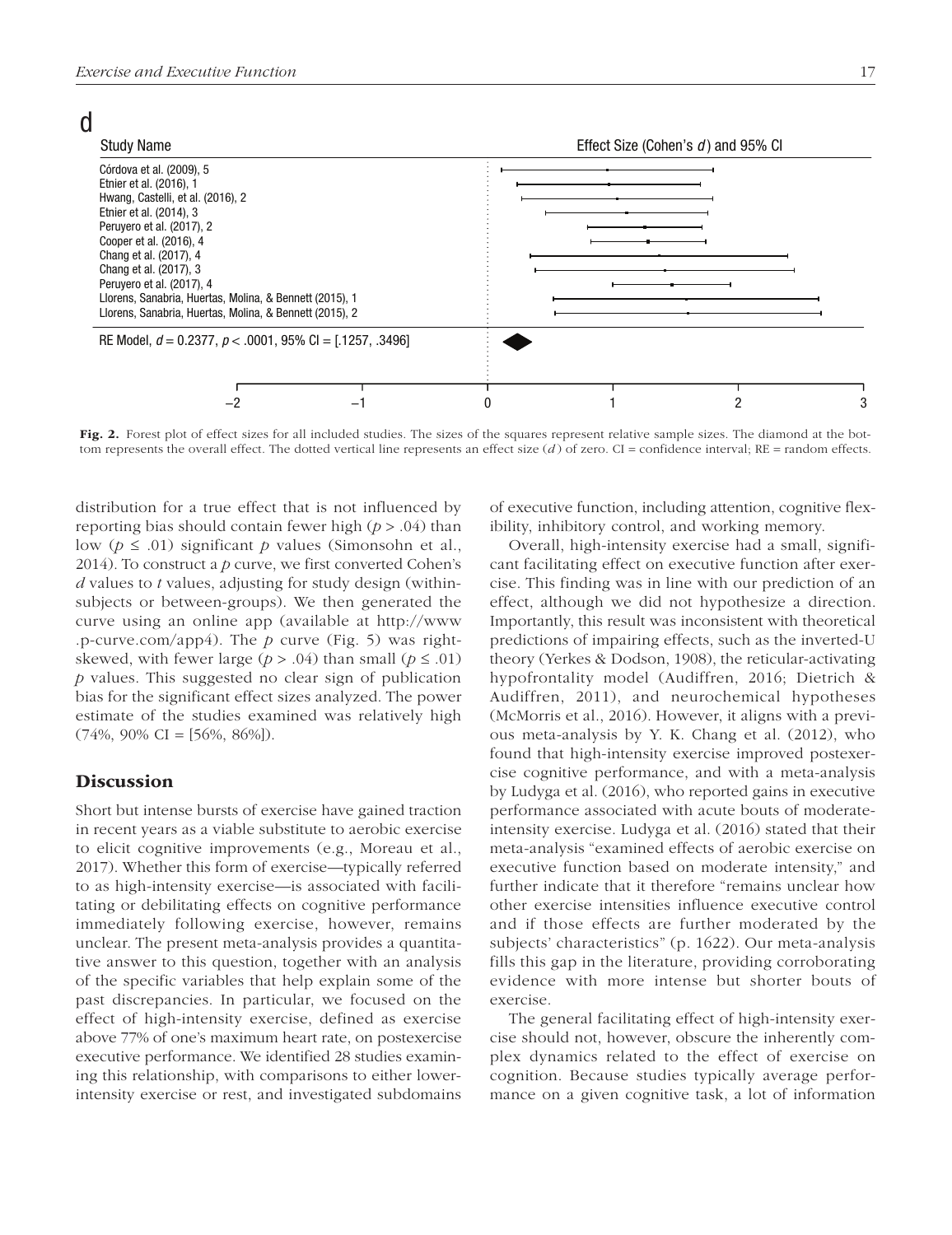d

| Study Name | Effect Size (Cohen's $d$) and 95% CI |
|---|---|
| Córdova et al. (2009), 5 | |
| Etnier et al. (2016), 1 | |
| Hwang, Castelli, et al. (2016), 2 | |
| Etnier et al. (2014), 3 | |
| Peruyero et al. (2017), 2 | |
| Cooper et al. (2016), 4 | |
| Chang et al. (2017), 4 | |
| Chang et al. (2017), 3 | |
| Peruyero et al. (2017), 4 | |
| Llorens, Sanabria, Huertas, Molina, & Bennett (2015), 1 | |
| Llorens, Sanabria, Huertas, Molina, & Bennett (2015), 2 | |
| RE Model, $d = 0.2377$, $p < .0001$, 95% CI = [.1257, .3496] | |

**Fig. 2.** Forest plot of effect sizes for all included studies. The sizes of the squares represent relative sample sizes. The diamond at the bottom represents the overall effect. The dotted vertical line represents an effect size ($d$) of zero. CI = confidence interval; RE = random effects.

distribution for a true effect that is not influenced by reporting bias should contain fewer high ($p > .04$) than low ($p \leq .01$) significant $p$ values (Simonsohn et al., 2014). To construct a $p$ curve, we first converted Cohen's $d$ values to $t$ values, adjusting for study design (within-subjects or between-groups). We then generated the curve using an online app (available at http://www.p-curve.com/app4). The $p$ curve (Fig. 5) was right-skewed, with fewer large ($p > .04$) than small ($p \leq .01$) $p$ values. This suggested no clear sign of publication bias for the significant effect sizes analyzed. The power estimate of the studies examined was relatively high (74%, 90% CI = [56%, 86%]).

## Discussion

Short but intense bursts of exercise have gained traction in recent years as a viable substitute to aerobic exercise to elicit cognitive improvements (e.g., Moreau et al., 2017). Whether this form of exercise—typically referred to as high-intensity exercise—is associated with facilitating or debilitating effects on cognitive performance immediately following exercise, however, remains unclear. The present meta-analysis provides a quantitative answer to this question, together with an analysis of the specific variables that help explain some of the past discrepancies. In particular, we focused on the effect of high-intensity exercise, defined as exercise above 77% of one's maximum heart rate, on postexercise executive performance. We identified 28 studies examining this relationship, with comparisons to either lower-intensity exercise or rest, and investigated subdomains of executive function, including attention, cognitive flexibility, inhibitory control, and working memory.

Overall, high-intensity exercise had a small, significant facilitating effect on executive function after exercise. This finding was in line with our prediction of an effect, although we did not hypothesize a direction. Importantly, this result was inconsistent with theoretical predictions of impairing effects, such as the inverted-U theory (Yerkes & Dodson, 1908), the reticular-activating hypofrontality model (Audiffren, 2016; Dietrich & Audiffren, 2011), and neurochemical hypotheses (McMorris et al., 2016). However, it aligns with a previous meta-analysis by Y. K. Chang et al. (2012), who found that high-intensity exercise improved postexercise cognitive performance, and with a meta-analysis by Ludyga et al. (2016), who reported gains in executive performance associated with acute bouts of moderate-intensity exercise. Ludyga et al. (2016) stated that their meta-analysis "examined effects of aerobic exercise on executive function based on moderate intensity," and further indicate that it therefore "remains unclear how other exercise intensities influence executive control and if those effects are further moderated by the subjects' characteristics" (p. 1622). Our meta-analysis fills this gap in the literature, providing corroborating evidence with more intense but shorter bouts of exercise.

The general facilitating effect of high-intensity exercise should not, however, obscure the inherently complex dynamics related to the effect of exercise on cognition. Because studies typically average performance on a given cognitive task, a lot of information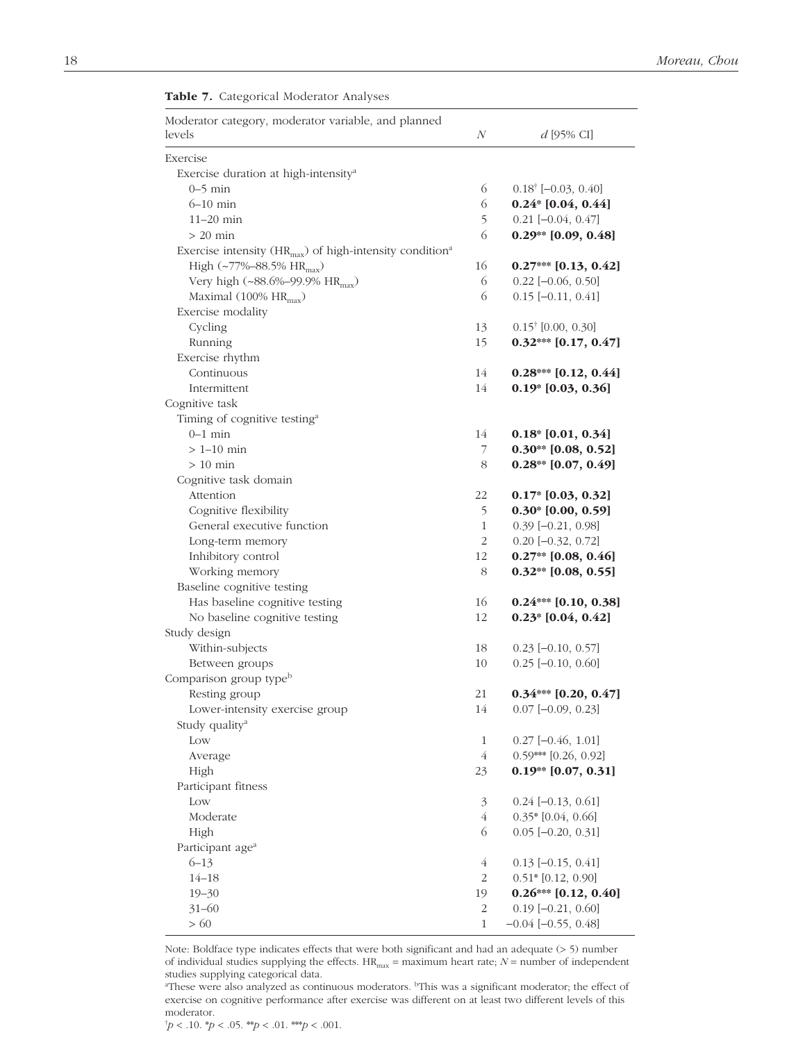**Table 7.** Categorical Moderator Analyses

| Moderator category, moderator variable, and planned levels | $N$ | $d$ [95% CI] |
|---|---|---|
| Exercise | | |
| Exercise duration at high-intensity[a] | | |
| 0–5 min | 6 | 0.18[†] [−0.03, 0.40] |
| 6–10 min | 6 | **0.24* [0.04, 0.44]** |
| 11–20 min | 5 | 0.21 [−0.04, 0.47] |
| > 20 min | 6 | **0.29** [0.09, 0.48]** |
| Exercise intensity ($HR_{max}$) of high-intensity condition[a] | | |
| High (~77%–88.5% $HR_{max}$) | 16 | **0.27*** [0.13, 0.42]** |
| Very high (~88.6%–99.9% $HR_{max}$) | 6 | 0.22 [−0.06, 0.50] |
| Maximal (100% $HR_{max}$) | 6 | 0.15 [−0.11, 0.41] |
| Exercise modality | | |
| Cycling | 13 | 0.15[†] [0.00, 0.30] |
| Running | 15 | **0.32*** [0.17, 0.47]** |
| Exercise rhythm | | |
| Continuous | 14 | **0.28*** [0.12, 0.44]** |
| Intermittent | 14 | **0.19* [0.03, 0.36]** |
| Cognitive task | | |
| Timing of cognitive testing[a] | | |
| 0–1 min | 14 | **0.18* [0.01, 0.34]** |
| > 1–10 min | 7 | **0.30** [0.08, 0.52]** |
| > 10 min | 8 | **0.28** [0.07, 0.49]** |
| Cognitive task domain | | |
| Attention | 22 | **0.17* [0.03, 0.32]** |
| Cognitive flexibility | 5 | **0.30* [0.00, 0.59]** |
| General executive function | 1 | 0.39 [−0.21, 0.98] |
| Long-term memory | 2 | 0.20 [−0.32, 0.72] |
| Inhibitory control | 12 | **0.27** [0.08, 0.46]** |
| Working memory | 8 | **0.32** [0.08, 0.55]** |
| Baseline cognitive testing | | |
| Has baseline cognitive testing | 16 | **0.24*** [0.10, 0.38]** |
| No baseline cognitive testing | 12 | **0.23* [0.04, 0.42]** |
| Study design | | |
| Within-subjects | 18 | 0.23 [−0.10, 0.57] |
| Between groups | 10 | 0.25 [−0.10, 0.60] |
| Comparison group type[b] | | |
| Resting group | 21 | **0.34*** [0.20, 0.47]** |
| Lower-intensity exercise group | 14 | 0.07 [−0.09, 0.23] |
| Study quality[a] | | |
| Low | 1 | 0.27 [−0.46, 1.01] |
| Average | 4 | 0.59*** [0.26, 0.92] |
| High | 23 | **0.19** [0.07, 0.31]** |
| Participant fitness | | |
| Low | 3 | 0.24 [−0.13, 0.61] |
| Moderate | 4 | 0.35* [0.04, 0.66] |
| High | 6 | 0.05 [−0.20, 0.31] |
| Participant age[a] | | |
| 6–13 | 4 | 0.13 [−0.15, 0.41] |
| 14–18 | 2 | 0.51* [0.12, 0.90] |
| 19–30 | 19 | **0.26*** [0.12, 0.40]** |
| 31–60 | 2 | 0.19 [−0.21, 0.60] |
| > 60 | 1 | −0.04 [−0.55, 0.48] |

Note: Boldface type indicates effects that were both significant and had an adequate (> 5) number of individual studies supplying the effects. $HR_{max}$ = maximum heart rate; $N$ = number of independent studies supplying categorical data.
[a]These were also analyzed as continuous moderators. [b]This was a significant moderator; the effect of exercise on cognitive performance after exercise was different on at least two different levels of this moderator.
[†]$p < .10$. *$p < .05$. **$p < .01$. ***$p < .001$.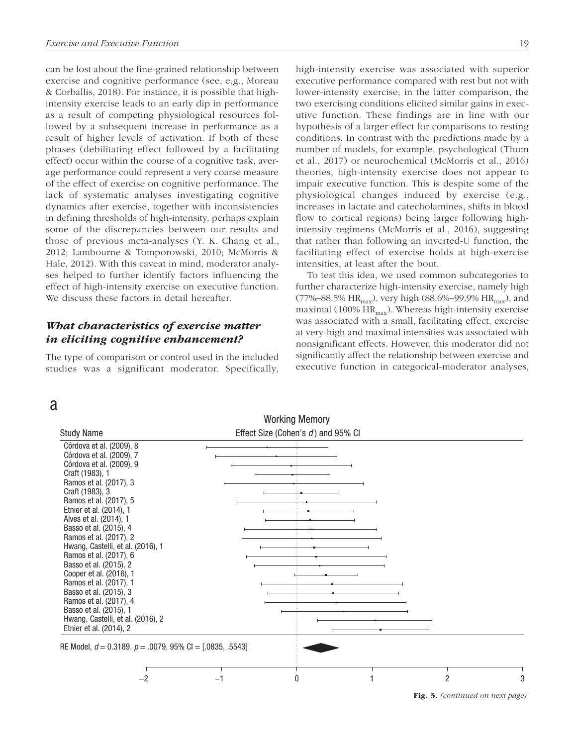can be lost about the fine-grained relationship between exercise and cognitive performance (see, e.g., Moreau & Corballis, 2018). For instance, it is possible that high-intensity exercise leads to an early dip in performance as a result of competing physiological resources followed by a subsequent increase in performance as a result of higher levels of activation. If both of these phases (debilitating effect followed by a facilitating effect) occur within the course of a cognitive task, average performance could represent a very coarse measure of the effect of exercise on cognitive performance. The lack of systematic analyses investigating cognitive dynamics after exercise, together with inconsistencies in defining thresholds of high-intensity, perhaps explain some of the discrepancies between our results and those of previous meta-analyses (Y. K. Chang et al., 2012; Lambourne & Tomporowski, 2010; McMorris & Hale, 2012). With this caveat in mind, moderator analyses helped to further identify factors influencing the effect of high-intensity exercise on executive function. We discuss these factors in detail hereafter.

### *What characteristics of exercise matter in eliciting cognitive enhancement?*

The type of comparison or control used in the included studies was a significant moderator. Specifically, high-intensity exercise was associated with superior executive performance compared with rest but not with lower-intensity exercise; in the latter comparison, the two exercising conditions elicited similar gains in executive function. These findings are in line with our hypothesis of a larger effect for comparisons to resting conditions. In contrast with the predictions made by a number of models, for example, psychological (Thum et al., 2017) or neurochemical (McMorris et al., 2016) theories, high-intensity exercise does not appear to impair executive function. This is despite some of the physiological changes induced by exercise (e.g., increases in lactate and catecholamines, shifts in blood flow to cortical regions) being larger following high-intensity regimens (McMorris et al., 2016), suggesting that rather than following an inverted-U function, the facilitating effect of exercise holds at high-exercise intensities, at least after the bout.

To test this idea, we used common subcategories to further characterize high-intensity exercise, namely high (77%–88.5% $HR_{max}$), very high (88.6%–99.9% $HR_{max}$), and maximal (100% $HR_{max}$). Whereas high-intensity exercise was associated with a small, facilitating effect, exercise at very-high and maximal intensities was associated with nonsignificant effects. However, this moderator did not significantly affect the relationship between exercise and executive function in categorical-moderator analyses,

a

Working Memory

| Study Name | Effect Size (Cohen's $d$) and 95% CI |
|---|---|
| Córdova et al. (2009), 8 | |
| Córdova et al. (2009), 7 | |
| Córdova et al. (2009), 9 | |
| Craft (1983), 1 | |
| Ramos et al. (2017), 3 | |
| Craft (1983), 3 | |
| Ramos et al. (2017), 5 | |
| Etnier et al. (2014), 1 | |
| Alves et al. (2014), 1 | |
| Basso et al. (2015), 4 | |
| Ramos et al. (2017), 2 | |
| Hwang, Castelli, et al. (2016), 1 | |
| Ramos et al. (2017), 6 | |
| Basso et al. (2015), 2 | |
| Cooper et al. (2016), 1 | |
| Ramos et al. (2017), 1 | |
| Basso et al. (2015), 3 | |
| Ramos et al. (2017), 4 | |
| Basso et al. (2015), 1 | |
| Hwang, Castelli, et al. (2016), 2 | |
| Etnier et al. (2014), 2 | |
| RE Model, $d = 0.3189$, $p = .0079$, 95% CI = [.0835, .5543] | |

**Fig. 3.** *(continued on next page)*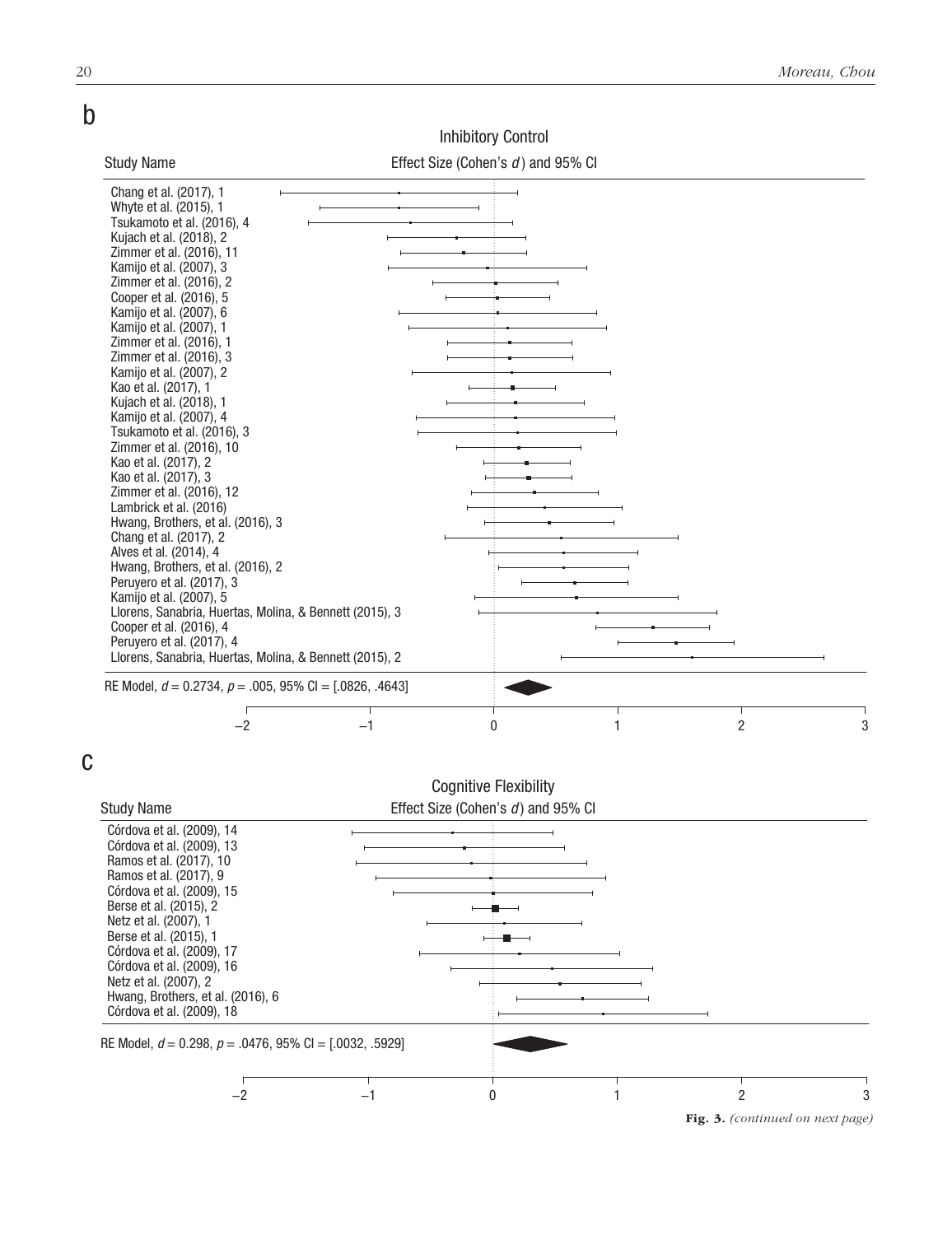b

Inhibitory Control

| Study Name | Effect Size (Cohen's *d*) and 95% CI |
|---|---|
| Chang et al. (2017), 1 | |
| Whyte et al. (2015), 1 | |
| Tsukamoto et al. (2016), 4 | |
| Kujach et al. (2018), 2 | |
| Zimmer et al. (2016), 11 | |
| Kamijo et al. (2007), 3 | |
| Zimmer et al. (2016), 2 | |
| Cooper et al. (2016), 5 | |
| Kamijo et al. (2007), 6 | |
| Kamijo et al. (2007), 1 | |
| Zimmer et al. (2016), 1 | |
| Zimmer et al. (2016), 3 | |
| Kamijo et al. (2007), 2 | |
| Kao et al. (2017), 1 | |
| Kujach et al. (2018), 1 | |
| Kamijo et al. (2007), 4 | |
| Tsukamoto et al. (2016), 3 | |
| Zimmer et al. (2016), 10 | |
| Kao et al. (2017), 2 | |
| Kao et al. (2017), 3 | |
| Zimmer et al. (2016), 12 | |
| Lambrick et al. (2016) | |
| Hwang, Brothers, et al. (2016), 3 | |
| Chang et al. (2017), 2 | |
| Alves et al. (2014), 4 | |
| Hwang, Brothers, et al. (2016), 2 | |
| Peruyero et al. (2017), 3 | |
| Kamijo et al. (2007), 5 | |
| Llorens, Sanabria, Huertas, Molina, & Bennett (2015), 3 | |
| Cooper et al. (2016), 4 | |
| Peruyero et al. (2017), 4 | |
| Llorens, Sanabria, Huertas, Molina, & Bennett (2015), 2 | |

RE Model, $d = 0.2734$, $p = .005$, 95% CI = [.0826, .4643]

Axis: −2, −1, 0, 1, 2, 3

c

Cognitive Flexibility

| Study Name | Effect Size (Cohen's *d*) and 95% CI |
|---|---|
| Córdova et al. (2009), 14 | |
| Córdova et al. (2009), 13 | |
| Ramos et al. (2017), 10 | |
| Ramos et al. (2017), 9 | |
| Córdova et al. (2009), 15 | |
| Berse et al. (2015), 2 | |
| Netz et al. (2007), 1 | |
| Berse et al. (2015), 1 | |
| Córdova et al. (2009), 17 | |
| Córdova et al. (2009), 16 | |
| Netz et al. (2007), 2 | |
| Hwang, Brothers, et al. (2016), 6 | |
| Córdova et al. (2009), 18 | |

RE Model, $d = 0.298$, $p = .0476$, 95% CI = [.0032, .5929]

Axis: −2, −1, 0, 1, 2, 3

**Fig. 3.** *(continued on next page)*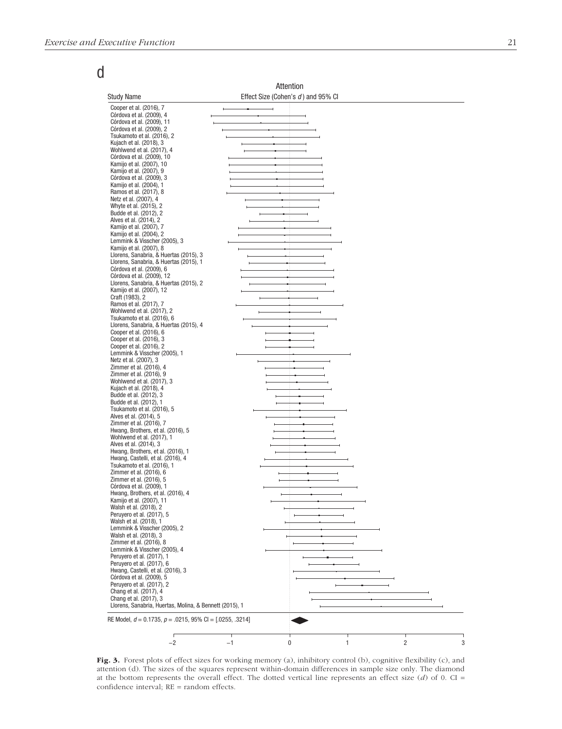d

Attention

| Study Name | Effect Size (Cohen's *d*) and 95% CI |
|---|---|
| Cooper et al. (2016), 7 | |
| Córdova et al. (2009), 4 | |
| Córdova et al. (2009), 11 | |
| Córdova et al. (2009), 2 | |
| Tsukamoto et al. (2016), 2 | |
| Kujach et al. (2018), 3 | |
| Wohlwend et al. (2017), 4 | |
| Córdova et al. (2009), 10 | |
| Kamijo et al. (2007), 10 | |
| Kamijo et al. (2007), 9 | |
| Córdova et al. (2009), 3 | |
| Kamijo et al. (2004), 1 | |
| Ramos et al. (2017), 8 | |
| Netz et al. (2007), 4 | |
| Whyte et al. (2015), 2 | |
| Budde et al. (2012), 2 | |
| Alves et al. (2014), 2 | |
| Kamijo et al. (2007), 7 | |
| Kamijo et al. (2004), 2 | |
| Lemmink & Visscher (2005), 3 | |
| Kamijo et al. (2007), 8 | |
| Llorens, Sanabria, & Huertas (2015), 3 | |
| Llorens, Sanabria, & Huertas (2015), 1 | |
| Córdova et al. (2009), 6 | |
| Córdova et al. (2009), 12 | |
| Llorens, Sanabria, & Huertas (2015), 2 | |
| Kamijo et al. (2007), 12 | |
| Craft (1983), 2 | |
| Ramos et al. (2017), 7 | |
| Wohlwend et al. (2017), 2 | |
| Tsukamoto et al. (2016), 6 | |
| Llorens, Sanabria, & Huertas (2015), 4 | |
| Cooper et al. (2016), 6 | |
| Cooper et al. (2016), 3 | |
| Cooper et al. (2016), 2 | |
| Lemmink & Visscher (2005), 1 | |
| Netz et al. (2007), 3 | |
| Zimmer et al. (2016), 4 | |
| Zimmer et al. (2016), 9 | |
| Wohlwend et al. (2017), 3 | |
| Kujach et al. (2018), 4 | |
| Budde et al. (2012), 3 | |
| Budde et al. (2012), 1 | |
| Tsukamoto et al. (2016), 5 | |
| Alves et al. (2014), 5 | |
| Zimmer et al. (2016), 7 | |
| Hwang, Brothers, et al. (2016), 5 | |
| Wohlwend et al. (2017), 1 | |
| Alves et al. (2014), 3 | |
| Hwang, Brothers, et al. (2016), 1 | |
| Hwang, Castelli, et al. (2016), 4 | |
| Tsukamoto et al. (2016), 1 | |
| Zimmer et al. (2016), 6 | |
| Zimmer et al. (2016), 5 | |
| Córdova et al. (2009), 1 | |
| Hwang, Brothers, et al. (2016), 4 | |
| Kamijo et al. (2007), 11 | |
| Walsh et al. (2018), 2 | |
| Peruyero et al. (2017), 5 | |
| Walsh et al. (2018), 1 | |
| Lemmink & Visscher (2005), 2 | |
| Walsh et al. (2018), 3 | |
| Zimmer et al. (2016), 8 | |
| Lemmink & Visscher (2005), 4 | |
| Peruyero et al. (2017), 1 | |
| Peruyero et al. (2017), 6 | |
| Hwang, Castelli, et al. (2016), 3 | |
| Córdova et al. (2009), 5 | |
| Peruyero et al. (2017), 2 | |
| Chang et al. (2017), 4 | |
| Chang et al. (2017), 3 | |
| Llorens, Sanabria, Huertas, Molina, & Bennett (2015), 1 | |
| RE Model, $d = 0.1735$, $p = .0215$, 95% CI = [.0255, .3214] | |

**Fig. 3.** Forest plots of effect sizes for working memory (a), inhibitory control (b), cognitive flexibility (c), and attention (d). The sizes of the squares represent within-domain differences in sample size only. The diamond at the bottom represents the overall effect. The dotted vertical line represents an effect size ($d$) of 0. CI = confidence interval; RE = random effects.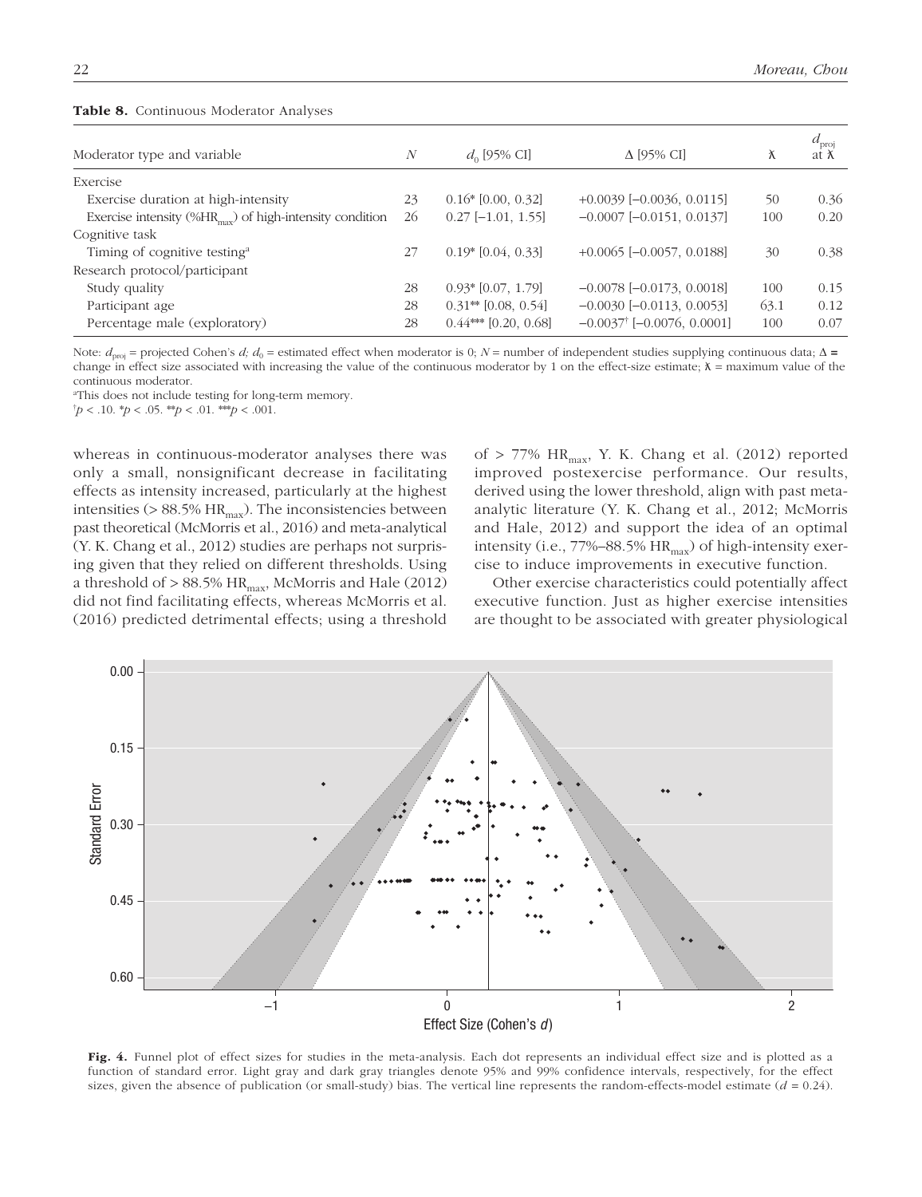**Table 8.** Continuous Moderator Analyses

| Moderator type and variable | $N$ | $d_0$ [95% CI] | $\Delta$ [95% CI] | $\lambda$ | $d_{proj}$ at $\lambda$ |
|---|---|---|---|---|---|
| Exercise | | | | | |
| Exercise duration at high-intensity | 23 | 0.16* [0.00, 0.32] | +0.0039 [−0.0036, 0.0115] | 50 | 0.36 |
| Exercise intensity (%$HR_{max}$) of high-intensity condition | 26 | 0.27 [−1.01, 1.55] | −0.0007 [−0.0151, 0.0137] | 100 | 0.20 |
| Cognitive task | | | | | |
| Timing of cognitive testing[a] | 27 | 0.19* [0.04, 0.33] | +0.0065 [−0.0057, 0.0188] | 30 | 0.38 |
| Research protocol/participant | | | | | |
| Study quality | 28 | 0.93* [0.07, 1.79] | −0.0078 [−0.0173, 0.0018] | 100 | 0.15 |
| Participant age | 28 | 0.31** [0.08, 0.54] | −0.0030 [−0.0113, 0.0053] | 63.1 | 0.12 |
| Percentage male (exploratory) | 28 | 0.44*** [0.20, 0.68] | −0.0037[†] [−0.0076, 0.0001] | 100 | 0.07 |

Note: $d_{proj}$ = projected Cohen's $d$; $d_0$ = estimated effect when moderator is 0; $N$ = number of independent studies supplying continuous data; $\Delta$ = change in effect size associated with increasing the value of the continuous moderator by 1 on the effect-size estimate; $\lambda$ = maximum value of the continuous moderator.
[a]This does not include testing for long-term memory.
[†]$p < .10$. *$p < .05$. **$p < .01$. ***$p < .001$.

whereas in continuous-moderator analyses there was only a small, nonsignificant decrease in facilitating effects as intensity increased, particularly at the highest intensities (> 88.5% $HR_{max}$). The inconsistencies between past theoretical (McMorris et al., 2016) and meta-analytical (Y. K. Chang et al., 2012) studies are perhaps not surprising given that they relied on different thresholds. Using a threshold of > 88.5% $HR_{max}$, McMorris and Hale (2012) did not find facilitating effects, whereas McMorris et al. (2016) predicted detrimental effects; using a threshold of > 77% $HR_{max}$, Y. K. Chang et al. (2012) reported improved postexercise performance. Our results, derived using the lower threshold, align with past meta-analytic literature (Y. K. Chang et al., 2012; McMorris and Hale, 2012) and support the idea of an optimal intensity (i.e., 77%–88.5% $HR_{max}$) of high-intensity exercise to induce improvements in executive function.

Other exercise characteristics could potentially affect executive function. Just as higher exercise intensities are thought to be associated with greater physiological

**Fig. 4.** Funnel plot of effect sizes for studies in the meta-analysis. Each dot represents an individual effect size and is plotted as a function of standard error. Light gray and dark gray triangles denote 95% and 99% confidence intervals, respectively, for the effect sizes, given the absence of publication (or small-study) bias. The vertical line represents the random-effects-model estimate ($d$ = 0.24).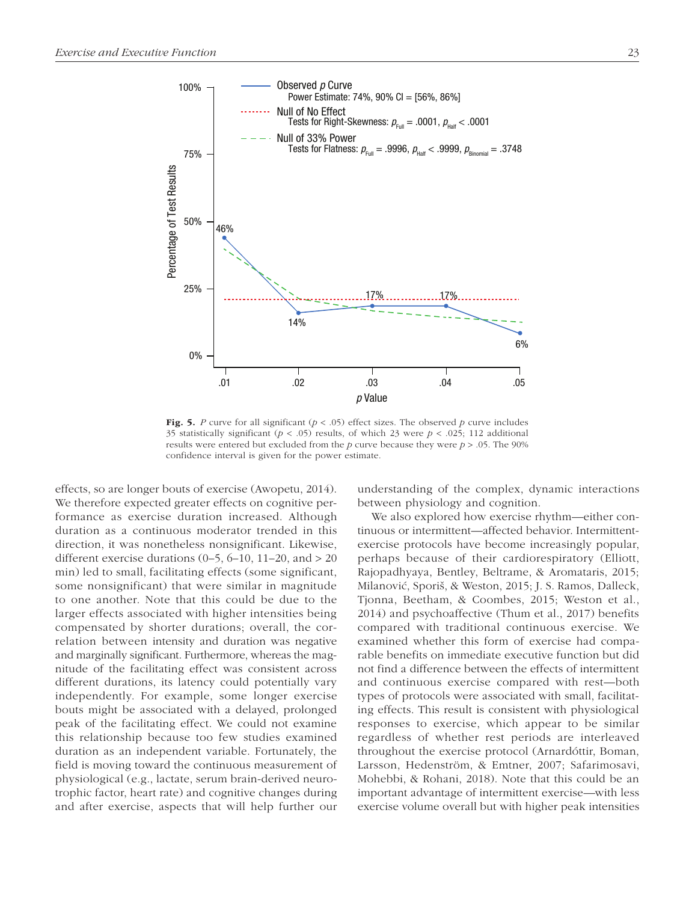**Fig. 5.** *P* curve for all significant ($p < .05$) effect sizes. The observed *p* curve includes 35 statistically significant ($p < .05$) results, of which 23 were $p < .025$; 112 additional results were entered but excluded from the *p* curve because they were $p > .05$. The 90% confidence interval is given for the power estimate.

effects, so are longer bouts of exercise (Awopetu, 2014). We therefore expected greater effects on cognitive performance as exercise duration increased. Although duration as a continuous moderator trended in this direction, it was nonetheless nonsignificant. Likewise, different exercise durations (0–5, 6–10, 11–20, and > 20 min) led to small, facilitating effects (some significant, some nonsignificant) that were similar in magnitude to one another. Note that this could be due to the larger effects associated with higher intensities being compensated by shorter durations; overall, the correlation between intensity and duration was negative and marginally significant. Furthermore, whereas the magnitude of the facilitating effect was consistent across different durations, its latency could potentially vary independently. For example, some longer exercise bouts might be associated with a delayed, prolonged peak of the facilitating effect. We could not examine this relationship because too few studies examined duration as an independent variable. Fortunately, the field is moving toward the continuous measurement of physiological (e.g., lactate, serum brain-derived neurotrophic factor, heart rate) and cognitive changes during and after exercise, aspects that will help further our understanding of the complex, dynamic interactions between physiology and cognition.

We also explored how exercise rhythm—either continuous or intermittent—affected behavior. Intermittent-exercise protocols have become increasingly popular, perhaps because of their cardiorespiratory (Elliott, Rajopadhyaya, Bentley, Beltrame, & Aromataris, 2015; Milanović, Sporiš, & Weston, 2015; J. S. Ramos, Dalleck, Tjonna, Beetham, & Coombes, 2015; Weston et al., 2014) and psychoaffective (Thum et al., 2017) benefits compared with traditional continuous exercise. We examined whether this form of exercise had comparable benefits on immediate executive function but did not find a difference between the effects of intermittent and continuous exercise compared with rest—both types of protocols were associated with small, facilitating effects. This result is consistent with physiological responses to exercise, which appear to be similar regardless of whether rest periods are interleaved throughout the exercise protocol (Arnardóttir, Boman, Larsson, Hedenström, & Emtner, 2007; Safarimosavi, Mohebbi, & Rohani, 2018). Note that this could be an important advantage of intermittent exercise—with less exercise volume overall but with higher peak intensities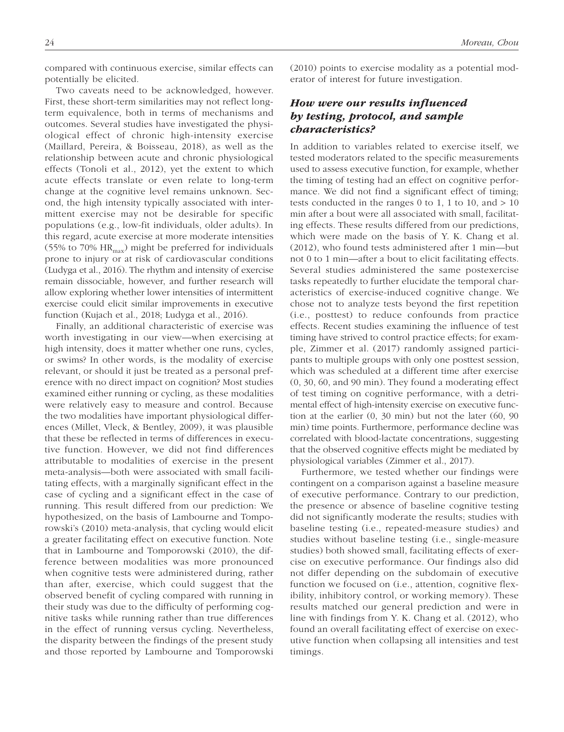compared with continuous exercise, similar effects can potentially be elicited.

Two caveats need to be acknowledged, however. First, these short-term similarities may not reflect long-term equivalence, both in terms of mechanisms and outcomes. Several studies have investigated the physiological effect of chronic high-intensity exercise (Maillard, Pereira, & Boisseau, 2018), as well as the relationship between acute and chronic physiological effects (Tonoli et al., 2012), yet the extent to which acute effects translate or even relate to long-term change at the cognitive level remains unknown. Second, the high intensity typically associated with intermittent exercise may not be desirable for specific populations (e.g., low-fit individuals, older adults). In this regard, acute exercise at more moderate intensities (55% to 70% $HR_{max}$) might be preferred for individuals prone to injury or at risk of cardiovascular conditions (Ludyga et al., 2016). The rhythm and intensity of exercise remain dissociable, however, and further research will allow exploring whether lower intensities of intermittent exercise could elicit similar improvements in executive function (Kujach et al., 2018; Ludyga et al., 2016).

Finally, an additional characteristic of exercise was worth investigating in our view—when exercising at high intensity, does it matter whether one runs, cycles, or swims? In other words, is the modality of exercise relevant, or should it just be treated as a personal preference with no direct impact on cognition? Most studies examined either running or cycling, as these modalities were relatively easy to measure and control. Because the two modalities have important physiological differences (Millet, Vleck, & Bentley, 2009), it was plausible that these be reflected in terms of differences in executive function. However, we did not find differences attributable to modalities of exercise in the present meta-analysis—both were associated with small facilitating effects, with a marginally significant effect in the case of cycling and a significant effect in the case of running. This result differed from our prediction: We hypothesized, on the basis of Lambourne and Tomporowski's (2010) meta-analysis, that cycling would elicit a greater facilitating effect on executive function. Note that in Lambourne and Tomporowski (2010), the difference between modalities was more pronounced when cognitive tests were administered during, rather than after, exercise, which could suggest that the observed benefit of cycling compared with running in their study was due to the difficulty of performing cognitive tasks while running rather than true differences in the effect of running versus cycling. Nevertheless, the disparity between the findings of the present study and those reported by Lambourne and Tomporowski (2010) points to exercise modality as a potential moderator of interest for future investigation.

### *How were our results influenced by testing, protocol, and sample characteristics?*

In addition to variables related to exercise itself, we tested moderators related to the specific measurements used to assess executive function, for example, whether the timing of testing had an effect on cognitive performance. We did not find a significant effect of timing; tests conducted in the ranges 0 to 1, 1 to 10, and > 10 min after a bout were all associated with small, facilitating effects. These results differed from our predictions, which were made on the basis of Y. K. Chang et al. (2012), who found tests administered after 1 min—but not 0 to 1 min—after a bout to elicit facilitating effects. Several studies administered the same postexercise tasks repeatedly to further elucidate the temporal characteristics of exercise-induced cognitive change. We chose not to analyze tests beyond the first repetition (i.e., posttest) to reduce confounds from practice effects. Recent studies examining the influence of test timing have strived to control practice effects; for example, Zimmer et al. (2017) randomly assigned participants to multiple groups with only one posttest session, which was scheduled at a different time after exercise (0, 30, 60, and 90 min). They found a moderating effect of test timing on cognitive performance, with a detrimental effect of high-intensity exercise on executive function at the earlier (0, 30 min) but not the later (60, 90 min) time points. Furthermore, performance decline was correlated with blood-lactate concentrations, suggesting that the observed cognitive effects might be mediated by physiological variables (Zimmer et al., 2017).

Furthermore, we tested whether our findings were contingent on a comparison against a baseline measure of executive performance. Contrary to our prediction, the presence or absence of baseline cognitive testing did not significantly moderate the results; studies with baseline testing (i.e., repeated-measure studies) and studies without baseline testing (i.e., single-measure studies) both showed small, facilitating effects of exercise on executive performance. Our findings also did not differ depending on the subdomain of executive function we focused on (i.e., attention, cognitive flexibility, inhibitory control, or working memory). These results matched our general prediction and were in line with findings from Y. K. Chang et al. (2012), who found an overall facilitating effect of exercise on executive function when collapsing all intensities and test timings.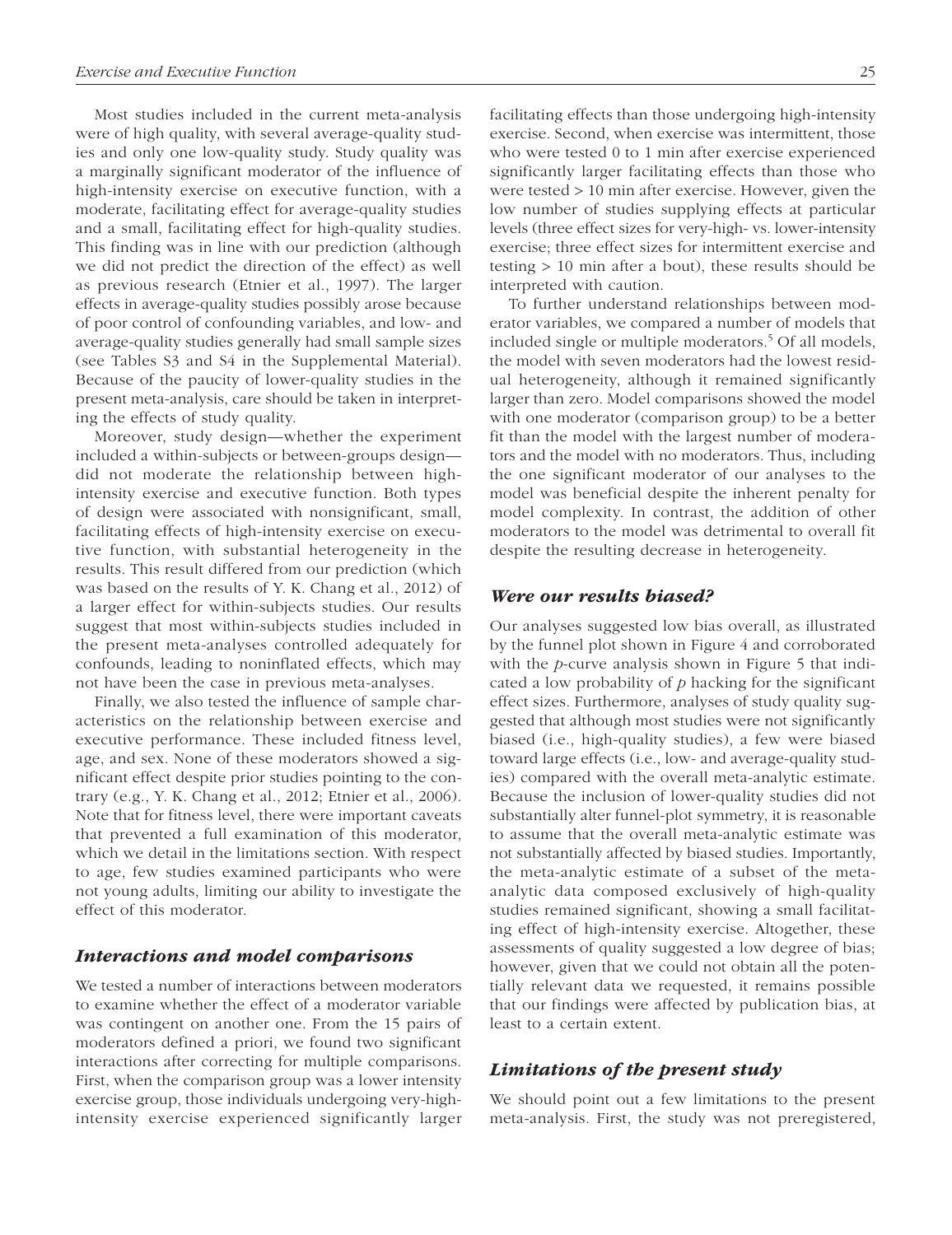Most studies included in the current meta-analysis were of high quality, with several average-quality studies and only one low-quality study. Study quality was a marginally significant moderator of the influence of high-intensity exercise on executive function, with a moderate, facilitating effect for average-quality studies and a small, facilitating effect for high-quality studies. This finding was in line with our prediction (although we did not predict the direction of the effect) as well as previous research (Etnier et al., 1997). The larger effects in average-quality studies possibly arose because of poor control of confounding variables, and low- and average-quality studies generally had small sample sizes (see Tables S3 and S4 in the Supplemental Material). Because of the paucity of lower-quality studies in the present meta-analysis, care should be taken in interpreting the effects of study quality.

Moreover, study design—whether the experiment included a within-subjects or between-groups design—did not moderate the relationship between high-intensity exercise and executive function. Both types of design were associated with nonsignificant, small, facilitating effects of high-intensity exercise on executive function, with substantial heterogeneity in the results. This result differed from our prediction (which was based on the results of Y. K. Chang et al., 2012) of a larger effect for within-subjects studies. Our results suggest that most within-subjects studies included in the present meta-analyses controlled adequately for confounds, leading to noninflated effects, which may not have been the case in previous meta-analyses.

Finally, we also tested the influence of sample characteristics on the relationship between exercise and executive performance. These included fitness level, age, and sex. None of these moderators showed a significant effect despite prior studies pointing to the contrary (e.g., Y. K. Chang et al., 2012; Etnier et al., 2006). Note that for fitness level, there were important caveats that prevented a full examination of this moderator, which we detail in the limitations section. With respect to age, few studies examined participants who were not young adults, limiting our ability to investigate the effect of this moderator.

### *Interactions and model comparisons*

We tested a number of interactions between moderators to examine whether the effect of a moderator variable was contingent on another one. From the 15 pairs of moderators defined a priori, we found two significant interactions after correcting for multiple comparisons. First, when the comparison group was a lower intensity exercise group, those individuals undergoing very-high-intensity exercise experienced significantly larger facilitating effects than those undergoing high-intensity exercise. Second, when exercise was intermittent, those who were tested 0 to 1 min after exercise experienced significantly larger facilitating effects than those who were tested > 10 min after exercise. However, given the low number of studies supplying effects at particular levels (three effect sizes for very-high- vs. lower-intensity exercise; three effect sizes for intermittent exercise and testing > 10 min after a bout), these results should be interpreted with caution.

To further understand relationships between moderator variables, we compared a number of models that included single or multiple moderators.[5] Of all models, the model with seven moderators had the lowest residual heterogeneity, although it remained significantly larger than zero. Model comparisons showed the model with one moderator (comparison group) to be a better fit than the model with the largest number of moderators and the model with no moderators. Thus, including the one significant moderator of our analyses to the model was beneficial despite the inherent penalty for model complexity. In contrast, the addition of other moderators to the model was detrimental to overall fit despite the resulting decrease in heterogeneity.

### *Were our results biased?*

Our analyses suggested low bias overall, as illustrated by the funnel plot shown in Figure 4 and corroborated with the *p*-curve analysis shown in Figure 5 that indicated a low probability of *p* hacking for the significant effect sizes. Furthermore, analyses of study quality suggested that although most studies were not significantly biased (i.e., high-quality studies), a few were biased toward large effects (i.e., low- and average-quality studies) compared with the overall meta-analytic estimate. Because the inclusion of lower-quality studies did not substantially alter funnel-plot symmetry, it is reasonable to assume that the overall meta-analytic estimate was not substantially affected by biased studies. Importantly, the meta-analytic estimate of a subset of the meta-analytic data composed exclusively of high-quality studies remained significant, showing a small facilitating effect of high-intensity exercise. Altogether, these assessments of quality suggested a low degree of bias; however, given that we could not obtain all the potentially relevant data we requested, it remains possible that our findings were affected by publication bias, at least to a certain extent.

### *Limitations of the present study*

We should point out a few limitations to the present meta-analysis. First, the study was not preregistered,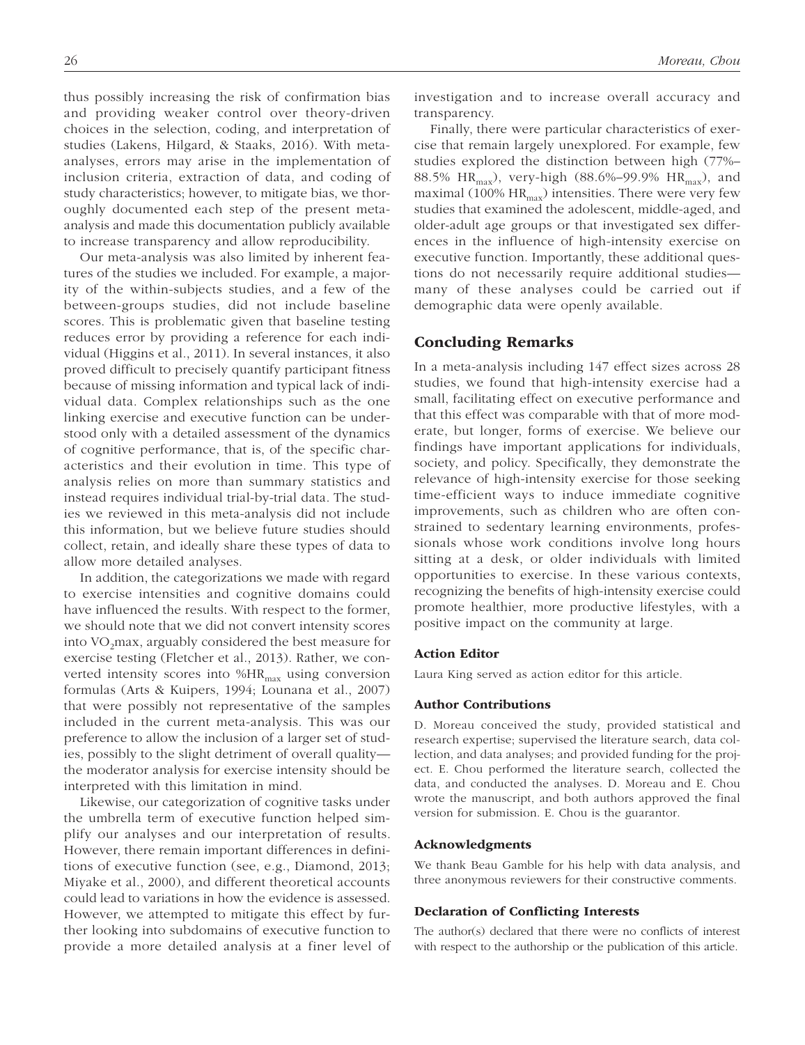thus possibly increasing the risk of confirmation bias and providing weaker control over theory-driven choices in the selection, coding, and interpretation of studies (Lakens, Hilgard, & Staaks, 2016). With meta-analyses, errors may arise in the implementation of inclusion criteria, extraction of data, and coding of study characteristics; however, to mitigate bias, we thoroughly documented each step of the present meta-analysis and made this documentation publicly available to increase transparency and allow reproducibility.

Our meta-analysis was also limited by inherent features of the studies we included. For example, a majority of the within-subjects studies, and a few of the between-groups studies, did not include baseline scores. This is problematic given that baseline testing reduces error by providing a reference for each individual (Higgins et al., 2011). In several instances, it also proved difficult to precisely quantify participant fitness because of missing information and typical lack of individual data. Complex relationships such as the one linking exercise and executive function can be understood only with a detailed assessment of the dynamics of cognitive performance, that is, of the specific characteristics and their evolution in time. This type of analysis relies on more than summary statistics and instead requires individual trial-by-trial data. The studies we reviewed in this meta-analysis did not include this information, but we believe future studies should collect, retain, and ideally share these types of data to allow more detailed analyses.

In addition, the categorizations we made with regard to exercise intensities and cognitive domains could have influenced the results. With respect to the former, we should note that we did not convert intensity scores into $VO_2$max, arguably considered the best measure for exercise testing (Fletcher et al., 2013). Rather, we converted intensity scores into $\%HR_{max}$ using conversion formulas (Arts & Kuipers, 1994; Lounana et al., 2007) that were possibly not representative of the samples included in the current meta-analysis. This was our preference to allow the inclusion of a larger set of studies, possibly to the slight detriment of overall quality—the moderator analysis for exercise intensity should be interpreted with this limitation in mind.

Likewise, our categorization of cognitive tasks under the umbrella term of executive function helped simplify our analyses and our interpretation of results. However, there remain important differences in definitions of executive function (see, e.g., Diamond, 2013; Miyake et al., 2000), and different theoretical accounts could lead to variations in how the evidence is assessed. However, we attempted to mitigate this effect by further looking into subdomains of executive function to provide a more detailed analysis at a finer level of investigation and to increase overall accuracy and transparency.

Finally, there were particular characteristics of exercise that remain largely unexplored. For example, few studies explored the distinction between high (77%–88.5% $HR_{max}$), very-high (88.6%–99.9% $HR_{max}$), and maximal (100% $HR_{max}$) intensities. There were very few studies that examined the adolescent, middle-aged, and older-adult age groups or that investigated sex differences in the influence of high-intensity exercise on executive function. Importantly, these additional questions do not necessarily require additional studies—many of these analyses could be carried out if demographic data were openly available.

## Concluding Remarks

In a meta-analysis including 147 effect sizes across 28 studies, we found that high-intensity exercise had a small, facilitating effect on executive performance and that this effect was comparable with that of more moderate, but longer, forms of exercise. We believe our findings have important applications for individuals, society, and policy. Specifically, they demonstrate the relevance of high-intensity exercise for those seeking time-efficient ways to induce immediate cognitive improvements, such as children who are often constrained to sedentary learning environments, professionals whose work conditions involve long hours sitting at a desk, or older individuals with limited opportunities to exercise. In these various contexts, recognizing the benefits of high-intensity exercise could promote healthier, more productive lifestyles, with a positive impact on the community at large.

### Action Editor

Laura King served as action editor for this article.

### Author Contributions

D. Moreau conceived the study, provided statistical and research expertise; supervised the literature search, data collection, and data analyses; and provided funding for the project. E. Chou performed the literature search, collected the data, and conducted the analyses. D. Moreau and E. Chou wrote the manuscript, and both authors approved the final version for submission. E. Chou is the guarantor.

### Acknowledgments

We thank Beau Gamble for his help with data analysis, and three anonymous reviewers for their constructive comments.

### Declaration of Conflicting Interests

The author(s) declared that there were no conflicts of interest with respect to the authorship or the publication of this article.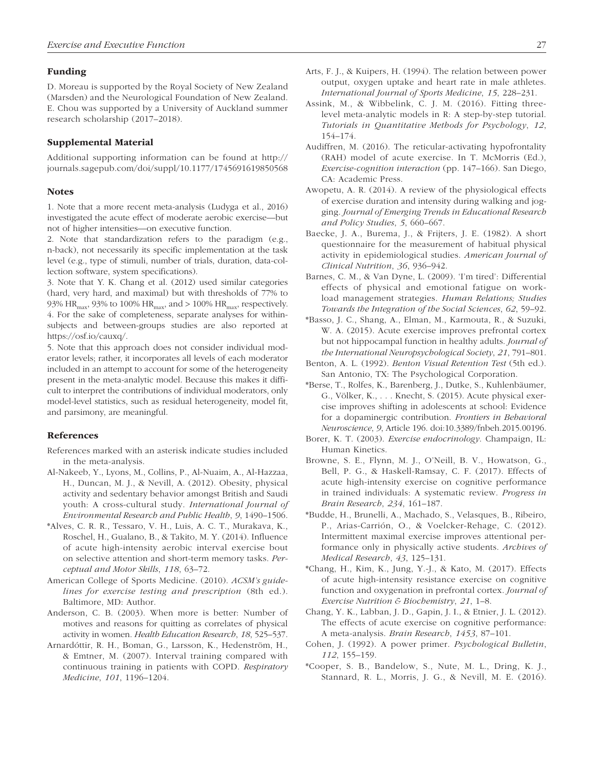## Funding

D. Moreau is supported by the Royal Society of New Zealand (Marsden) and the Neurological Foundation of New Zealand. E. Chou was supported by a University of Auckland summer research scholarship (2017–2018).

## Supplemental Material

Additional supporting information can be found at http://journals.sagepub.com/doi/suppl/10.1177/1745691619850568

## Notes

1. Note that a more recent meta-analysis (Ludyga et al., 2016) investigated the acute effect of moderate aerobic exercise—but not of higher intensities—on executive function.

2. Note that standardization refers to the paradigm (e.g., n-back), not necessarily its specific implementation at the task level (e.g., type of stimuli, number of trials, duration, data-collection software, system specifications).

3. Note that Y. K. Chang et al. (2012) used similar categories (hard, very hard, and maximal) but with thresholds of 77% to 93% $HR_{max}$, 93% to 100% $HR_{max}$, and > 100% $HR_{max}$, respectively.

4. For the sake of completeness, separate analyses for within-subjects and between-groups studies are also reported at https://osf.io/cauxq/.

5. Note that this approach does not consider individual moderator levels; rather, it incorporates all levels of each moderator included in an attempt to account for some of the heterogeneity present in the meta-analytic model. Because this makes it difficult to interpret the contributions of individual moderators, only model-level statistics, such as residual heterogeneity, model fit, and parsimony, are meaningful.

## References

References marked with an asterisk indicate studies included in the meta-analysis.

Al-Nakeeb, Y., Lyons, M., Collins, P., Al-Nuaim, A., Al-Hazzaa, H., Duncan, M. J., & Nevill, A. (2012). Obesity, physical activity and sedentary behavior amongst British and Saudi youth: A cross-cultural study. *International Journal of Environmental Research and Public Health*, *9*, 1490–1506.

*Alves, C. R. R., Tessaro, V. H., Luis, A. C. T., Murakava, K., Roschel, H., Gualano, B., & Takito, M. Y. (2014). Influence of acute high-intensity aerobic interval exercise bout on selective attention and short-term memory tasks. *Perceptual and Motor Skills*, *118*, 63–72.

American College of Sports Medicine. (2010). *ACSM's guidelines for exercise testing and prescription* (8th ed.). Baltimore, MD: Author.

Anderson, C. B. (2003). When more is better: Number of motives and reasons for quitting as correlates of physical activity in women. *Health Education Research*, *18*, 525–537.

Arnardóttir, R. H., Boman, G., Larsson, K., Hedenström, H., & Emtner, M. (2007). Interval training compared with continuous training in patients with COPD. *Respiratory Medicine*, *101*, 1196–1204.

Arts, F. J., & Kuipers, H. (1994). The relation between power output, oxygen uptake and heart rate in male athletes. *International Journal of Sports Medicine*, *15*, 228–231.

Assink, M., & Wibbelink, C. J. M. (2016). Fitting three-level meta-analytic models in R: A step-by-step tutorial. *Tutorials in Quantitative Methods for Psychology*, *12*, 154–174.

Audiffren, M. (2016). The reticular-activating hypofrontality (RAH) model of acute exercise. In T. McMorris (Ed.), *Exercise-cognition interaction* (pp. 147–166). San Diego, CA: Academic Press.

Awopetu, A. R. (2014). A review of the physiological effects of exercise duration and intensity during walking and jogging. *Journal of Emerging Trends in Educational Research and Policy Studies*, *5*, 660–667.

Baecke, J. A., Burema, J., & Frijters, J. E. (1982). A short questionnaire for the measurement of habitual physical activity in epidemiological studies. *American Journal of Clinical Nutrition*, *36*, 936–942.

Barnes, C. M., & Van Dyne, L. (2009). 'I'm tired': Differential effects of physical and emotional fatigue on workload management strategies. *Human Relations; Studies Towards the Integration of the Social Sciences*, *62*, 59–92.

*Basso, J. C., Shang, A., Elman, M., Karmouta, R., & Suzuki, W. A. (2015). Acute exercise improves prefrontal cortex but not hippocampal function in healthy adults. *Journal of the International Neuropsychological Society*, *21*, 791–801.

Benton, A. L. (1992). *Benton Visual Retention Test* (5th ed.). San Antonio, TX: The Psychological Corporation.

*Berse, T., Rolfes, K., Barenberg, J., Dutke, S., Kuhlenbäumer, G., Völker, K., . . . Knecht, S. (2015). Acute physical exercise improves shifting in adolescents at school: Evidence for a dopaminergic contribution. *Frontiers in Behavioral Neuroscience*, *9*, Article 196. doi:10.3389/fnbeh.2015.00196.

Borer, K. T. (2003). *Exercise endocrinology*. Champaign, IL: Human Kinetics.

Browne, S. E., Flynn, M. J., O'Neill, B. V., Howatson, G., Bell, P. G., & Haskell-Ramsay, C. F. (2017). Effects of acute high-intensity exercise on cognitive performance in trained individuals: A systematic review. *Progress in Brain Research*, *234*, 161–187.

*Budde, H., Brunelli, A., Machado, S., Velasques, B., Ribeiro, P., Arias-Carrión, O., & Voelcker-Rehage, C. (2012). Intermittent maximal exercise improves attentional performance only in physically active students. *Archives of Medical Research*, *43*, 125–131.

*Chang, H., Kim, K., Jung, Y.-J., & Kato, M. (2017). Effects of acute high-intensity resistance exercise on cognitive function and oxygenation in prefrontal cortex. *Journal of Exercise Nutrition & Biochemistry*, *21*, 1–8.

Chang, Y. K., Labban, J. D., Gapin, J. I., & Etnier, J. L. (2012). The effects of acute exercise on cognitive performance: A meta-analysis. *Brain Research*, *1453*, 87–101.

Cohen, J. (1992). A power primer. *Psychological Bulletin*, *112*, 155–159.

*Cooper, S. B., Bandelow, S., Nute, M. L., Dring, K. J., Stannard, R. L., Morris, J. G., & Nevill, M. E. (2016).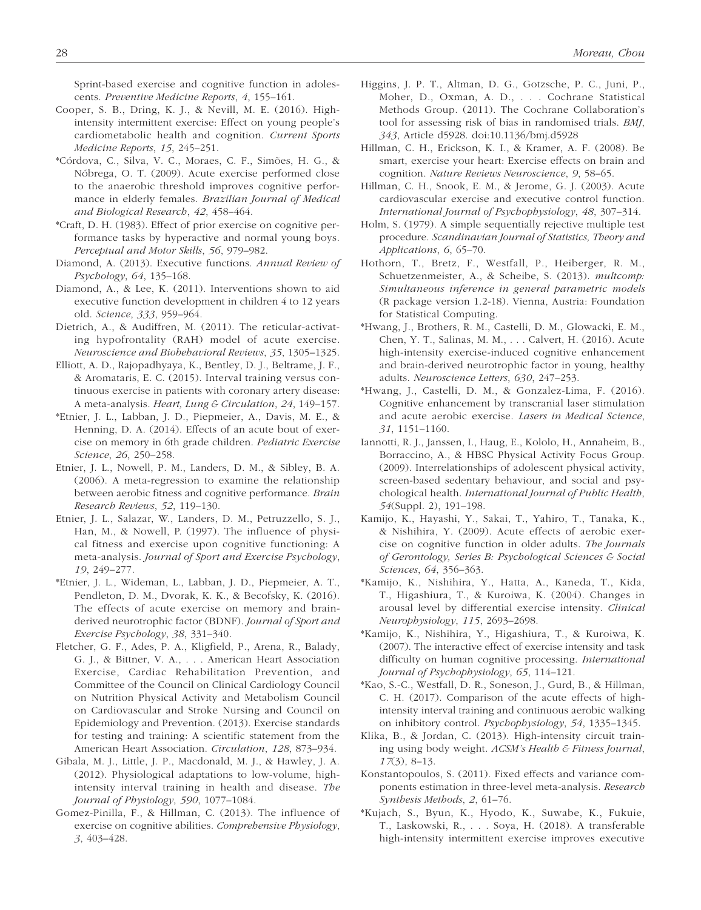Sprint-based exercise and cognitive function in adolescents. *Preventive Medicine Reports*, *4*, 155–161.

Cooper, S. B., Dring, K. J., & Nevill, M. E. (2016). High-intensity intermittent exercise: Effect on young people's cardiometabolic health and cognition. *Current Sports Medicine Reports*, *15*, 245–251.

*Córdova, C., Silva, V. C., Moraes, C. F., Simões, H. G., & Nóbrega, O. T. (2009). Acute exercise performed close to the anaerobic threshold improves cognitive performance in elderly females. *Brazilian Journal of Medical and Biological Research*, *42*, 458–464.

*Craft, D. H. (1983). Effect of prior exercise on cognitive performance tasks by hyperactive and normal young boys. *Perceptual and Motor Skills*, *56*, 979–982.

Diamond, A. (2013). Executive functions. *Annual Review of Psychology*, *64*, 135–168.

Diamond, A., & Lee, K. (2011). Interventions shown to aid executive function development in children 4 to 12 years old. *Science*, *333*, 959–964.

Dietrich, A., & Audiffren, M. (2011). The reticular-activating hypofrontality (RAH) model of acute exercise. *Neuroscience and Biobehavioral Reviews*, *35*, 1305–1325.

Elliott, A. D., Rajopadhyaya, K., Bentley, D. J., Beltrame, J. F., & Aromataris, E. C. (2015). Interval training versus continuous exercise in patients with coronary artery disease: A meta-analysis. *Heart, Lung & Circulation*, *24*, 149–157.

*Etnier, J. L., Labban, J. D., Piepmeier, A., Davis, M. E., & Henning, D. A. (2014). Effects of an acute bout of exercise on memory in 6th grade children. *Pediatric Exercise Science*, *26*, 250–258.

Etnier, J. L., Nowell, P. M., Landers, D. M., & Sibley, B. A. (2006). A meta-regression to examine the relationship between aerobic fitness and cognitive performance. *Brain Research Reviews*, *52*, 119–130.

Etnier, J. L., Salazar, W., Landers, D. M., Petruzzello, S. J., Han, M., & Nowell, P. (1997). The influence of physical fitness and exercise upon cognitive functioning: A meta-analysis. *Journal of Sport and Exercise Psychology*, *19*, 249–277.

*Etnier, J. L., Wideman, L., Labban, J. D., Piepmeier, A. T., Pendleton, D. M., Dvorak, K. K., & Becofsky, K. (2016). The effects of acute exercise on memory and brain-derived neurotrophic factor (BDNF). *Journal of Sport and Exercise Psychology*, *38*, 331–340.

Fletcher, G. F., Ades, P. A., Kligfield, P., Arena, R., Balady, G. J., & Bittner, V. A., . . . American Heart Association Exercise, Cardiac Rehabilitation Prevention, and Committee of the Council on Clinical Cardiology Council on Nutrition Physical Activity and Metabolism Council on Cardiovascular and Stroke Nursing and Council on Epidemiology and Prevention. (2013). Exercise standards for testing and training: A scientific statement from the American Heart Association. *Circulation*, *128*, 873–934.

Gibala, M. J., Little, J. P., Macdonald, M. J., & Hawley, J. A. (2012). Physiological adaptations to low-volume, high-intensity interval training in health and disease. *The Journal of Physiology*, *590*, 1077–1084.

Gomez-Pinilla, F., & Hillman, C. (2013). The influence of exercise on cognitive abilities. *Comprehensive Physiology*, *3*, 403–428.

Higgins, J. P. T., Altman, D. G., Gotzsche, P. C., Juni, P., Moher, D., Oxman, A. D., . . . Cochrane Statistical Methods Group. (2011). The Cochrane Collaboration's tool for assessing risk of bias in randomised trials. *BMJ*, *343*, Article d5928. doi:10.1136/bmj.d5928

Hillman, C. H., Erickson, K. I., & Kramer, A. F. (2008). Be smart, exercise your heart: Exercise effects on brain and cognition. *Nature Reviews Neuroscience*, *9*, 58–65.

Hillman, C. H., Snook, E. M., & Jerome, G. J. (2003). Acute cardiovascular exercise and executive control function. *International Journal of Psychophysiology*, *48*, 307–314.

Holm, S. (1979). A simple sequentially rejective multiple test procedure. *Scandinavian Journal of Statistics, Theory and Applications*, *6*, 65–70.

Hothorn, T., Bretz, F., Westfall, P., Heiberger, R. M., Schuetzenmeister, A., & Scheibe, S. (2013). *multcomp: Simultaneous inference in general parametric models* (R package version 1.2-18). Vienna, Austria: Foundation for Statistical Computing.

*Hwang, J., Brothers, R. M., Castelli, D. M., Glowacki, E. M., Chen, Y. T., Salinas, M. M., . . . Calvert, H. (2016). Acute high-intensity exercise-induced cognitive enhancement and brain-derived neurotrophic factor in young, healthy adults. *Neuroscience Letters*, *630*, 247–253.

*Hwang, J., Castelli, D. M., & Gonzalez-Lima, F. (2016). Cognitive enhancement by transcranial laser stimulation and acute aerobic exercise. *Lasers in Medical Science*, *31*, 1151–1160.

Iannotti, R. J., Janssen, I., Haug, E., Kololo, H., Annaheim, B., Borraccino, A., & HBSC Physical Activity Focus Group. (2009). Interrelationships of adolescent physical activity, screen-based sedentary behaviour, and social and psychological health. *International Journal of Public Health*, *54*(Suppl. 2), 191–198.

Kamijo, K., Hayashi, Y., Sakai, T., Yahiro, T., Tanaka, K., & Nishihira, Y. (2009). Acute effects of aerobic exercise on cognitive function in older adults. *The Journals of Gerontology, Series B: Psychological Sciences & Social Sciences*, *64*, 356–363.

*Kamijo, K., Nishihira, Y., Hatta, A., Kaneda, T., Kida, T., Higashiura, T., & Kuroiwa, K. (2004). Changes in arousal level by differential exercise intensity. *Clinical Neurophysiology*, *115*, 2693–2698.

*Kamijo, K., Nishihira, Y., Higashiura, T., & Kuroiwa, K. (2007). The interactive effect of exercise intensity and task difficulty on human cognitive processing. *International Journal of Psychophysiology*, *65*, 114–121.

*Kao, S.-C., Westfall, D. R., Soneson, J., Gurd, B., & Hillman, C. H. (2017). Comparison of the acute effects of high-intensity interval training and continuous aerobic walking on inhibitory control. *Psychophysiology*, *54*, 1335–1345.

Klika, B., & Jordan, C. (2013). High-intensity circuit training using body weight. *ACSM's Health & Fitness Journal*, *17*(3), 8–13.

Konstantopoulos, S. (2011). Fixed effects and variance components estimation in three-level meta-analysis. *Research Synthesis Methods*, *2*, 61–76.

*Kujach, S., Byun, K., Hyodo, K., Suwabe, K., Fukuie, T., Laskowski, R., . . . Soya, H. (2018). A transferable high-intensity intermittent exercise improves executive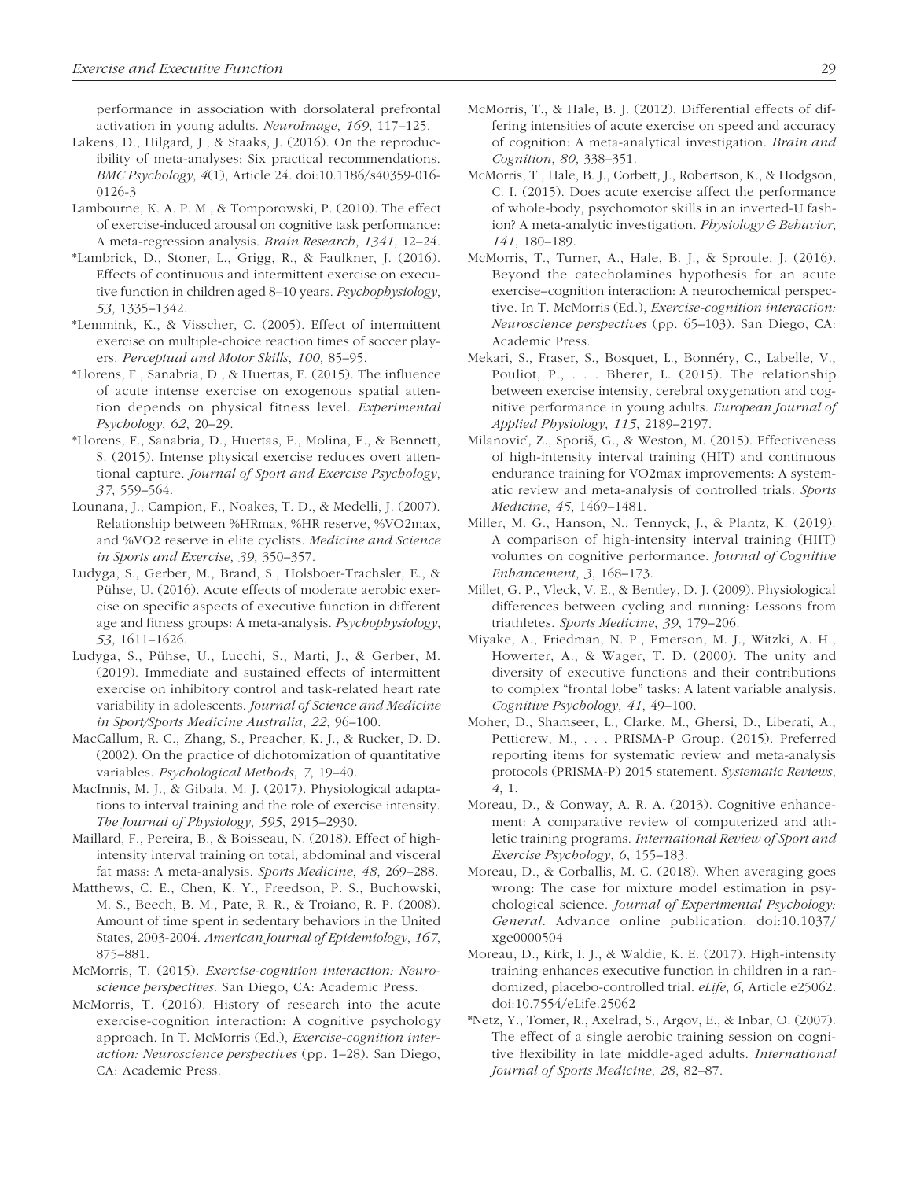performance in association with dorsolateral prefrontal activation in young adults. *NeuroImage*, *169*, 117–125.

Lakens, D., Hilgard, J., & Staaks, J. (2016). On the reproducibility of meta-analyses: Six practical recommendations. *BMC Psychology*, *4*(1), Article 24. doi:10.1186/s40359-016-0126-3

Lambourne, K. A. P. M., & Tomporowski, P. (2010). The effect of exercise-induced arousal on cognitive task performance: A meta-regression analysis. *Brain Research*, *1341*, 12–24.

*Lambrick, D., Stoner, L., Grigg, R., & Faulkner, J. (2016). Effects of continuous and intermittent exercise on executive function in children aged 8–10 years. *Psychophysiology*, *53*, 1335–1342.

*Lemmink, K., & Visscher, C. (2005). Effect of intermittent exercise on multiple-choice reaction times of soccer players. *Perceptual and Motor Skills*, *100*, 85–95.

*Llorens, F., Sanabria, D., & Huertas, F. (2015). The influence of acute intense exercise on exogenous spatial attention depends on physical fitness level. *Experimental Psychology*, *62*, 20–29.

*Llorens, F., Sanabria, D., Huertas, F., Molina, E., & Bennett, S. (2015). Intense physical exercise reduces overt attentional capture. *Journal of Sport and Exercise Psychology*, *37*, 559–564.

Lounana, J., Campion, F., Noakes, T. D., & Medelli, J. (2007). Relationship between %HRmax, %HR reserve, %VO2max, and %VO2 reserve in elite cyclists. *Medicine and Science in Sports and Exercise*, *39*, 350–357.

Ludyga, S., Gerber, M., Brand, S., Holsboer-Trachsler, E., & Pühse, U. (2016). Acute effects of moderate aerobic exercise on specific aspects of executive function in different age and fitness groups: A meta-analysis. *Psychophysiology*, *53*, 1611–1626.

Ludyga, S., Pühse, U., Lucchi, S., Marti, J., & Gerber, M. (2019). Immediate and sustained effects of intermittent exercise on inhibitory control and task-related heart rate variability in adolescents. *Journal of Science and Medicine in Sport/Sports Medicine Australia*, *22*, 96–100.

MacCallum, R. C., Zhang, S., Preacher, K. J., & Rucker, D. D. (2002). On the practice of dichotomization of quantitative variables. *Psychological Methods*, *7*, 19–40.

MacInnis, M. J., & Gibala, M. J. (2017). Physiological adaptations to interval training and the role of exercise intensity. *The Journal of Physiology*, *595*, 2915–2930.

Maillard, F., Pereira, B., & Boisseau, N. (2018). Effect of high-intensity interval training on total, abdominal and visceral fat mass: A meta-analysis. *Sports Medicine*, *48*, 269–288.

Matthews, C. E., Chen, K. Y., Freedson, P. S., Buchowski, M. S., Beech, B. M., Pate, R. R., & Troiano, R. P. (2008). Amount of time spent in sedentary behaviors in the United States, 2003-2004. *American Journal of Epidemiology*, *167*, 875–881.

McMorris, T. (2015). *Exercise-cognition interaction: Neuroscience perspectives*. San Diego, CA: Academic Press.

McMorris, T. (2016). History of research into the acute exercise-cognition interaction: A cognitive psychology approach. In T. McMorris (Ed.), *Exercise-cognition interaction: Neuroscience perspectives* (pp. 1–28). San Diego, CA: Academic Press.

McMorris, T., & Hale, B. J. (2012). Differential effects of differing intensities of acute exercise on speed and accuracy of cognition: A meta-analytical investigation. *Brain and Cognition*, *80*, 338–351.

McMorris, T., Hale, B. J., Corbett, J., Robertson, K., & Hodgson, C. I. (2015). Does acute exercise affect the performance of whole-body, psychomotor skills in an inverted-U fashion? A meta-analytic investigation. *Physiology & Behavior*, *141*, 180–189.

McMorris, T., Turner, A., Hale, B. J., & Sproule, J. (2016). Beyond the catecholamines hypothesis for an acute exercise–cognition interaction: A neurochemical perspective. In T. McMorris (Ed.), *Exercise-cognition interaction: Neuroscience perspectives* (pp. 65–103). San Diego, CA: Academic Press.

Mekari, S., Fraser, S., Bosquet, L., Bonnéry, C., Labelle, V., Pouliot, P., . . . Bherer, L. (2015). The relationship between exercise intensity, cerebral oxygenation and cognitive performance in young adults. *European Journal of Applied Physiology*, *115*, 2189–2197.

Milanović, Z., Sporiš, G., & Weston, M. (2015). Effectiveness of high-intensity interval training (HIT) and continuous endurance training for VO2max improvements: A systematic review and meta-analysis of controlled trials. *Sports Medicine*, *45*, 1469–1481.

Miller, M. G., Hanson, N., Tennyck, J., & Plantz, K. (2019). A comparison of high-intensity interval training (HIIT) volumes on cognitive performance. *Journal of Cognitive Enhancement*, *3*, 168–173.

Millet, G. P., Vleck, V. E., & Bentley, D. J. (2009). Physiological differences between cycling and running: Lessons from triathletes. *Sports Medicine*, *39*, 179–206.

Miyake, A., Friedman, N. P., Emerson, M. J., Witzki, A. H., Howerter, A., & Wager, T. D. (2000). The unity and diversity of executive functions and their contributions to complex "frontal lobe" tasks: A latent variable analysis. *Cognitive Psychology*, *41*, 49–100.

Moher, D., Shamseer, L., Clarke, M., Ghersi, D., Liberati, A., Petticrew, M., . . . PRISMA-P Group. (2015). Preferred reporting items for systematic review and meta-analysis protocols (PRISMA-P) 2015 statement. *Systematic Reviews*, *4*, 1.

Moreau, D., & Conway, A. R. A. (2013). Cognitive enhancement: A comparative review of computerized and athletic training programs. *International Review of Sport and Exercise Psychology*, *6*, 155–183.

Moreau, D., & Corballis, M. C. (2018). When averaging goes wrong: The case for mixture model estimation in psychological science. *Journal of Experimental Psychology: General*. Advance online publication. doi:10.1037/xge0000504

Moreau, D., Kirk, I. J., & Waldie, K. E. (2017). High-intensity training enhances executive function in children in a randomized, placebo-controlled trial. *eLife*, *6*, Article e25062. doi:10.7554/eLife.25062

*Netz, Y., Tomer, R., Axelrad, S., Argov, E., & Inbar, O. (2007). The effect of a single aerobic training session on cognitive flexibility in late middle-aged adults. *International Journal of Sports Medicine*, *28*, 82–87.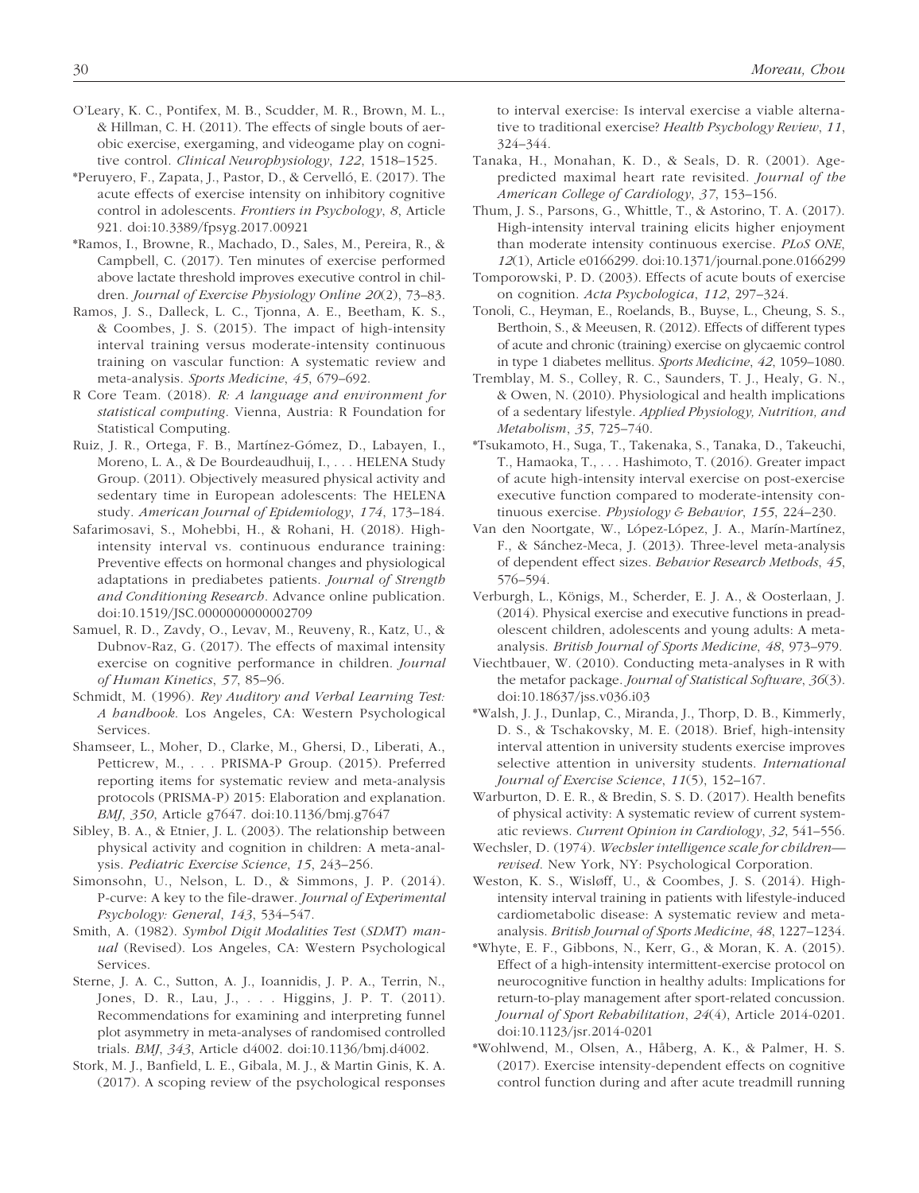O'Leary, K. C., Pontifex, M. B., Scudder, M. R., Brown, M. L., & Hillman, C. H. (2011). The effects of single bouts of aerobic exercise, exergaming, and videogame play on cognitive control. *Clinical Neurophysiology*, *122*, 1518–1525.

*Peruyero, F., Zapata, J., Pastor, D., & Cervelló, E. (2017). The acute effects of exercise intensity on inhibitory cognitive control in adolescents. *Frontiers in Psychology*, *8*, Article 921. doi:10.3389/fpsyg.2017.00921

*Ramos, I., Browne, R., Machado, D., Sales, M., Pereira, R., & Campbell, C. (2017). Ten minutes of exercise performed above lactate threshold improves executive control in children. *Journal of Exercise Physiology Online 20*(2), 73–83.

Ramos, J. S., Dalleck, L. C., Tjonna, A. E., Beetham, K. S., & Coombes, J. S. (2015). The impact of high-intensity interval training versus moderate-intensity continuous training on vascular function: A systematic review and meta-analysis. *Sports Medicine*, *45*, 679–692.

R Core Team. (2018). *R: A language and environment for statistical computing*. Vienna, Austria: R Foundation for Statistical Computing.

Ruiz, J. R., Ortega, F. B., Martínez-Gómez, D., Labayen, I., Moreno, L. A., & De Bourdeaudhuij, I., . . . HELENA Study Group. (2011). Objectively measured physical activity and sedentary time in European adolescents: The HELENA study. *American Journal of Epidemiology*, *174*, 173–184.

Safarimosavi, S., Mohebbi, H., & Rohani, H. (2018). High-intensity interval vs. continuous endurance training: Preventive effects on hormonal changes and physiological adaptations in prediabetes patients. *Journal of Strength and Conditioning Research*. Advance online publication. doi:10.1519/JSC.0000000000002709

Samuel, R. D., Zavdy, O., Levav, M., Reuveny, R., Katz, U., & Dubnov-Raz, G. (2017). The effects of maximal intensity exercise on cognitive performance in children. *Journal of Human Kinetics*, *57*, 85–96.

Schmidt, M. (1996). *Rey Auditory and Verbal Learning Test: A handbook*. Los Angeles, CA: Western Psychological Services.

Shamseer, L., Moher, D., Clarke, M., Ghersi, D., Liberati, A., Petticrew, M., . . . PRISMA-P Group. (2015). Preferred reporting items for systematic review and meta-analysis protocols (PRISMA-P) 2015: Elaboration and explanation. *BMJ*, *350*, Article g7647. doi:10.1136/bmj.g7647

Sibley, B. A., & Etnier, J. L. (2003). The relationship between physical activity and cognition in children: A meta-analysis. *Pediatric Exercise Science*, *15*, 243–256.

Simonsohn, U., Nelson, L. D., & Simmons, J. P. (2014). P-curve: A key to the file-drawer. *Journal of Experimental Psychology: General*, *143*, 534–547.

Smith, A. (1982). *Symbol Digit Modalities Test* (*SDMT*) *manual* (Revised). Los Angeles, CA: Western Psychological Services.

Sterne, J. A. C., Sutton, A. J., Ioannidis, J. P. A., Terrin, N., Jones, D. R., Lau, J., . . . Higgins, J. P. T. (2011). Recommendations for examining and interpreting funnel plot asymmetry in meta-analyses of randomised controlled trials. *BMJ*, *343*, Article d4002. doi:10.1136/bmj.d4002.

Stork, M. J., Banfield, L. E., Gibala, M. J., & Martin Ginis, K. A. (2017). A scoping review of the psychological responses to interval exercise: Is interval exercise a viable alternative to traditional exercise? *Health Psychology Review*, *11*, 324–344.

Tanaka, H., Monahan, K. D., & Seals, D. R. (2001). Age-predicted maximal heart rate revisited. *Journal of the American College of Cardiology*, *37*, 153–156.

Thum, J. S., Parsons, G., Whittle, T., & Astorino, T. A. (2017). High-intensity interval training elicits higher enjoyment than moderate intensity continuous exercise. *PLoS ONE*, *12*(1), Article e0166299. doi:10.1371/journal.pone.0166299

Tomporowski, P. D. (2003). Effects of acute bouts of exercise on cognition. *Acta Psychologica*, *112*, 297–324.

Tonoli, C., Heyman, E., Roelands, B., Buyse, L., Cheung, S. S., Berthoin, S., & Meeusen, R. (2012). Effects of different types of acute and chronic (training) exercise on glycaemic control in type 1 diabetes mellitus. *Sports Medicine*, *42*, 1059–1080.

Tremblay, M. S., Colley, R. C., Saunders, T. J., Healy, G. N., & Owen, N. (2010). Physiological and health implications of a sedentary lifestyle. *Applied Physiology, Nutrition, and Metabolism*, *35*, 725–740.

*Tsukamoto, H., Suga, T., Takenaka, S., Tanaka, D., Takeuchi, T., Hamaoka, T., . . . Hashimoto, T. (2016). Greater impact of acute high-intensity interval exercise on post-exercise executive function compared to moderate-intensity continuous exercise. *Physiology & Behavior*, *155*, 224–230.

Van den Noortgate, W., López-López, J. A., Marín-Martínez, F., & Sánchez-Meca, J. (2013). Three-level meta-analysis of dependent effect sizes. *Behavior Research Methods*, *45*, 576–594.

Verburgh, L., Königs, M., Scherder, E. J. A., & Oosterlaan, J. (2014). Physical exercise and executive functions in preadolescent children, adolescents and young adults: A meta-analysis. *British Journal of Sports Medicine*, *48*, 973–979.

Viechtbauer, W. (2010). Conducting meta-analyses in R with the metafor package. *Journal of Statistical Software*, *36*(3). doi:10.18637/jss.v036.i03

*Walsh, J. J., Dunlap, C., Miranda, J., Thorp, D. B., Kimmerly, D. S., & Tschakovsky, M. E. (2018). Brief, high-intensity interval attention in university students exercise improves selective attention in university students. *International Journal of Exercise Science*, *11*(5), 152–167.

Warburton, D. E. R., & Bredin, S. S. D. (2017). Health benefits of physical activity: A systematic review of current systematic reviews. *Current Opinion in Cardiology*, *32*, 541–556.

Wechsler, D. (1974). *Wechsler intelligence scale for children—revised*. New York, NY: Psychological Corporation.

Weston, K. S., Wisløff, U., & Coombes, J. S. (2014). High-intensity interval training in patients with lifestyle-induced cardiometabolic disease: A systematic review and meta-analysis. *British Journal of Sports Medicine*, *48*, 1227–1234.

*Whyte, E. F., Gibbons, N., Kerr, G., & Moran, K. A. (2015). Effect of a high-intensity intermittent-exercise protocol on neurocognitive function in healthy adults: Implications for return-to-play management after sport-related concussion. *Journal of Sport Rehabilitation*, *24*(4), Article 2014-0201. doi:10.1123/jsr.2014-0201

*Wohlwend, M., Olsen, A., Håberg, A. K., & Palmer, H. S. (2017). Exercise intensity-dependent effects on cognitive control function during and after acute treadmill running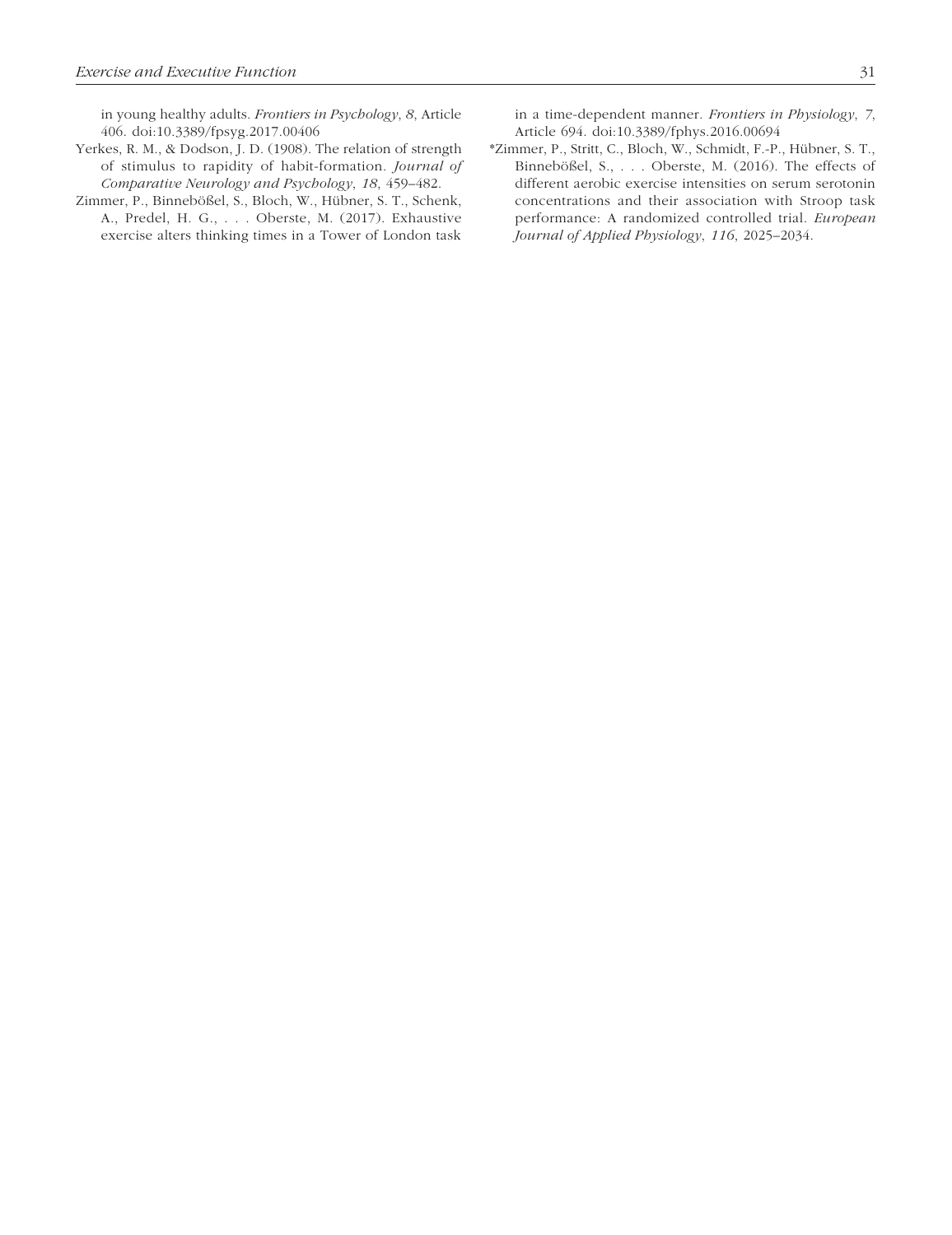in young healthy adults. *Frontiers in Psychology*, *8*, Article 406. doi:10.3389/fpsyg.2017.00406

Yerkes, R. M., & Dodson, J. D. (1908). The relation of strength of stimulus to rapidity of habit-formation. *Journal of Comparative Neurology and Psychology*, *18*, 459–482.

Zimmer, P., Binnebößel, S., Bloch, W., Hübner, S. T., Schenk, A., Predel, H. G., . . . Oberste, M. (2017). Exhaustive exercise alters thinking times in a Tower of London task in a time-dependent manner. *Frontiers in Physiology*, *7*, Article 694. doi:10.3389/fphys.2016.00694

*Zimmer, P., Stritt, C., Bloch, W., Schmidt, F.-P., Hübner, S. T., Binnebößel, S., . . . Oberste, M. (2016). The effects of different aerobic exercise intensities on serum serotonin concentrations and their association with Stroop task performance: A randomized controlled trial. *European Journal of Applied Physiology*, *116*, 2025–2034.